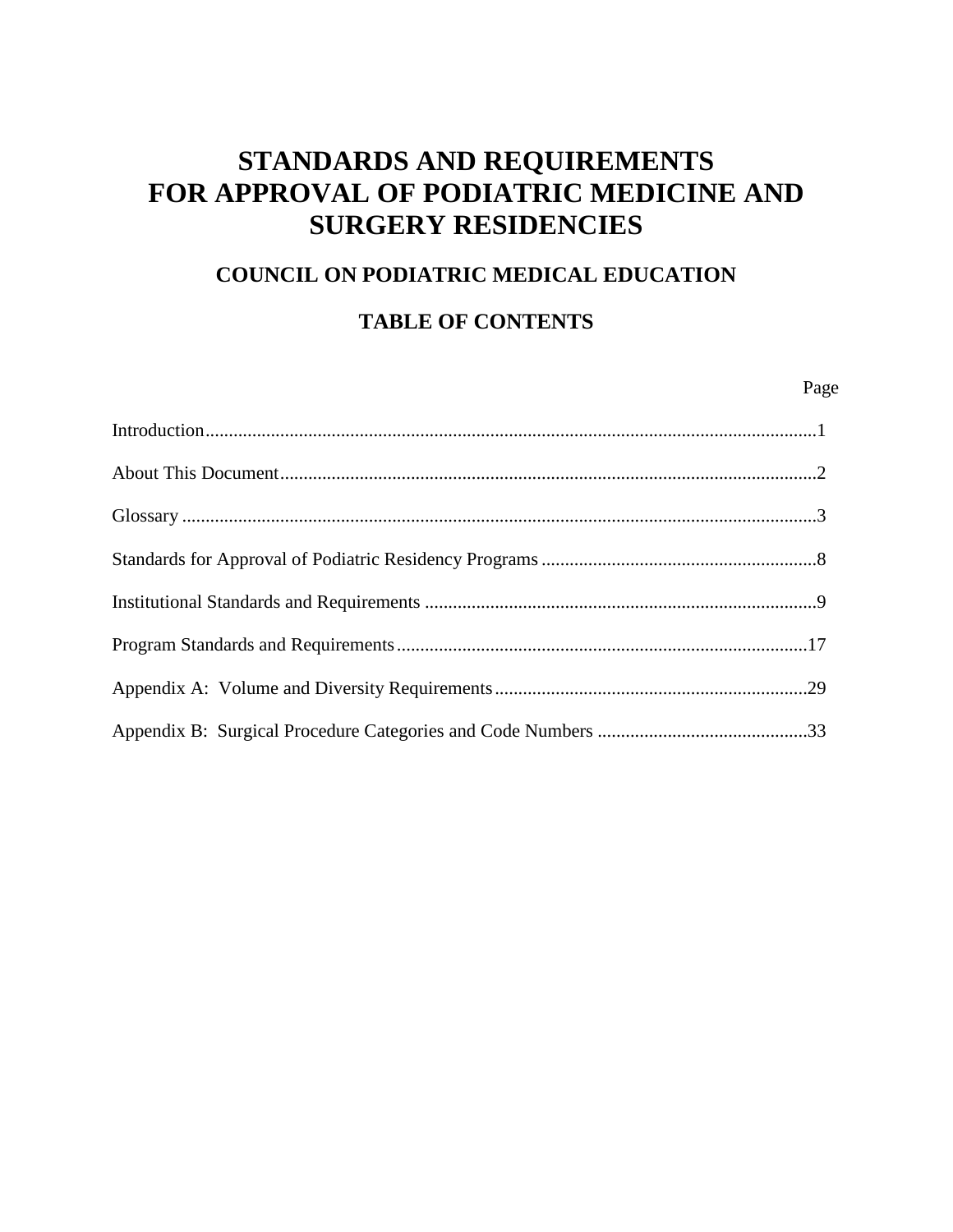# STANDARDS AND REQUIREMENTS FOR APPROVAL OF PODIATRIC MEDICINE AND SURGERY RESIDENCIES

## COUNCIL ON PODIATRIC MEDICAL EDUCATION

## TABLE OF CONTENTS

| | Page |
|---|---|
| Introduction | 1 |
| About This Document | 2 |
| Glossary | 3 |
| Standards for Approval of Podiatric Residency Programs | 8 |
| Institutional Standards and Requirements | 9 |
| Program Standards and Requirements | 17 |
| Appendix A: Volume and Diversity Requirements | 29 |
| Appendix B: Surgical Procedure Categories and Code Numbers | 33 |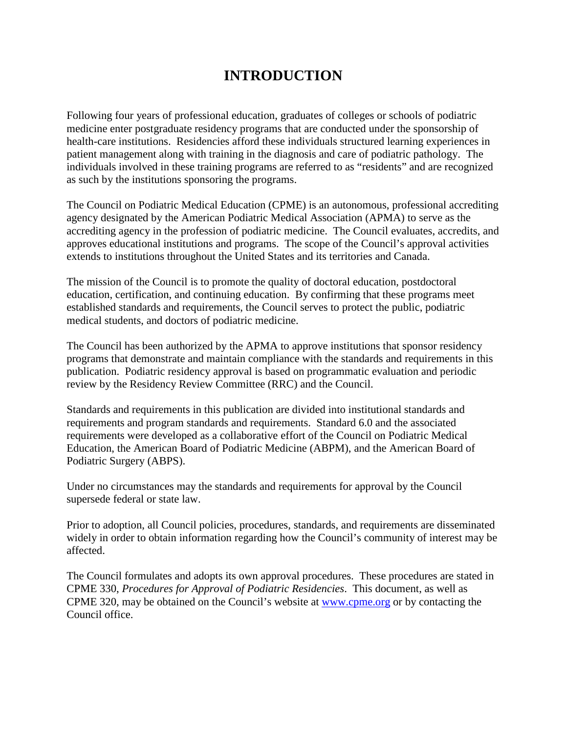# INTRODUCTION

Following four years of professional education, graduates of colleges or schools of podiatric medicine enter postgraduate residency programs that are conducted under the sponsorship of health-care institutions. Residencies afford these individuals structured learning experiences in patient management along with training in the diagnosis and care of podiatric pathology. The individuals involved in these training programs are referred to as "residents" and are recognized as such by the institutions sponsoring the programs.

The Council on Podiatric Medical Education (CPME) is an autonomous, professional accrediting agency designated by the American Podiatric Medical Association (APMA) to serve as the accrediting agency in the profession of podiatric medicine. The Council evaluates, accredits, and approves educational institutions and programs. The scope of the Council's approval activities extends to institutions throughout the United States and its territories and Canada.

The mission of the Council is to promote the quality of doctoral education, postdoctoral education, certification, and continuing education. By confirming that these programs meet established standards and requirements, the Council serves to protect the public, podiatric medical students, and doctors of podiatric medicine.

The Council has been authorized by the APMA to approve institutions that sponsor residency programs that demonstrate and maintain compliance with the standards and requirements in this publication. Podiatric residency approval is based on programmatic evaluation and periodic review by the Residency Review Committee (RRC) and the Council.

Standards and requirements in this publication are divided into institutional standards and requirements and program standards and requirements. Standard 6.0 and the associated requirements were developed as a collaborative effort of the Council on Podiatric Medical Education, the American Board of Podiatric Medicine (ABPM), and the American Board of Podiatric Surgery (ABPS).

Under no circumstances may the standards and requirements for approval by the Council supersede federal or state law.

Prior to adoption, all Council policies, procedures, standards, and requirements are disseminated widely in order to obtain information regarding how the Council's community of interest may be affected.

The Council formulates and adopts its own approval procedures. These procedures are stated in CPME 330, *Procedures for Approval of Podiatric Residencies*. This document, as well as CPME 320, may be obtained on the Council's website at [www.cpme.org](http://www.cpme.org) or by contacting the Council office.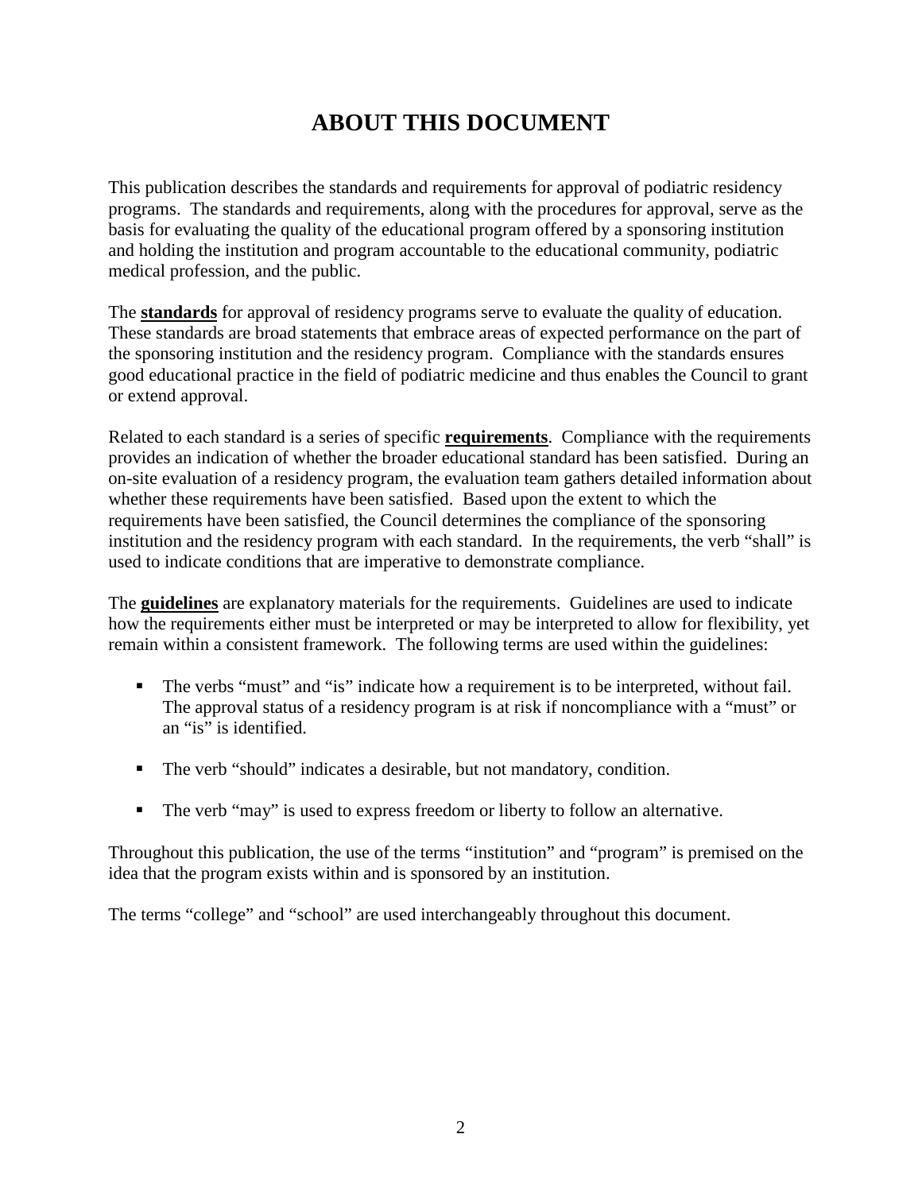# ABOUT THIS DOCUMENT

This publication describes the standards and requirements for approval of podiatric residency programs. The standards and requirements, along with the procedures for approval, serve as the basis for evaluating the quality of the educational program offered by a sponsoring institution and holding the institution and program accountable to the educational community, podiatric medical profession, and the public.

The **standards** for approval of residency programs serve to evaluate the quality of education. These standards are broad statements that embrace areas of expected performance on the part of the sponsoring institution and the residency program. Compliance with the standards ensures good educational practice in the field of podiatric medicine and thus enables the Council to grant or extend approval.

Related to each standard is a series of specific **requirements**. Compliance with the requirements provides an indication of whether the broader educational standard has been satisfied. During an on-site evaluation of a residency program, the evaluation team gathers detailed information about whether these requirements have been satisfied. Based upon the extent to which the requirements have been satisfied, the Council determines the compliance of the sponsoring institution and the residency program with each standard. In the requirements, the verb "shall" is used to indicate conditions that are imperative to demonstrate compliance.

The **guidelines** are explanatory materials for the requirements. Guidelines are used to indicate how the requirements either must be interpreted or may be interpreted to allow for flexibility, yet remain within a consistent framework. The following terms are used within the guidelines:

- The verbs "must" and "is" indicate how a requirement is to be interpreted, without fail. The approval status of a residency program is at risk if noncompliance with a "must" or an "is" is identified.
- The verb "should" indicates a desirable, but not mandatory, condition.
- The verb "may" is used to express freedom or liberty to follow an alternative.

Throughout this publication, the use of the terms "institution" and "program" is premised on the idea that the program exists within and is sponsored by an institution.

The terms "college" and "school" are used interchangeably throughout this document.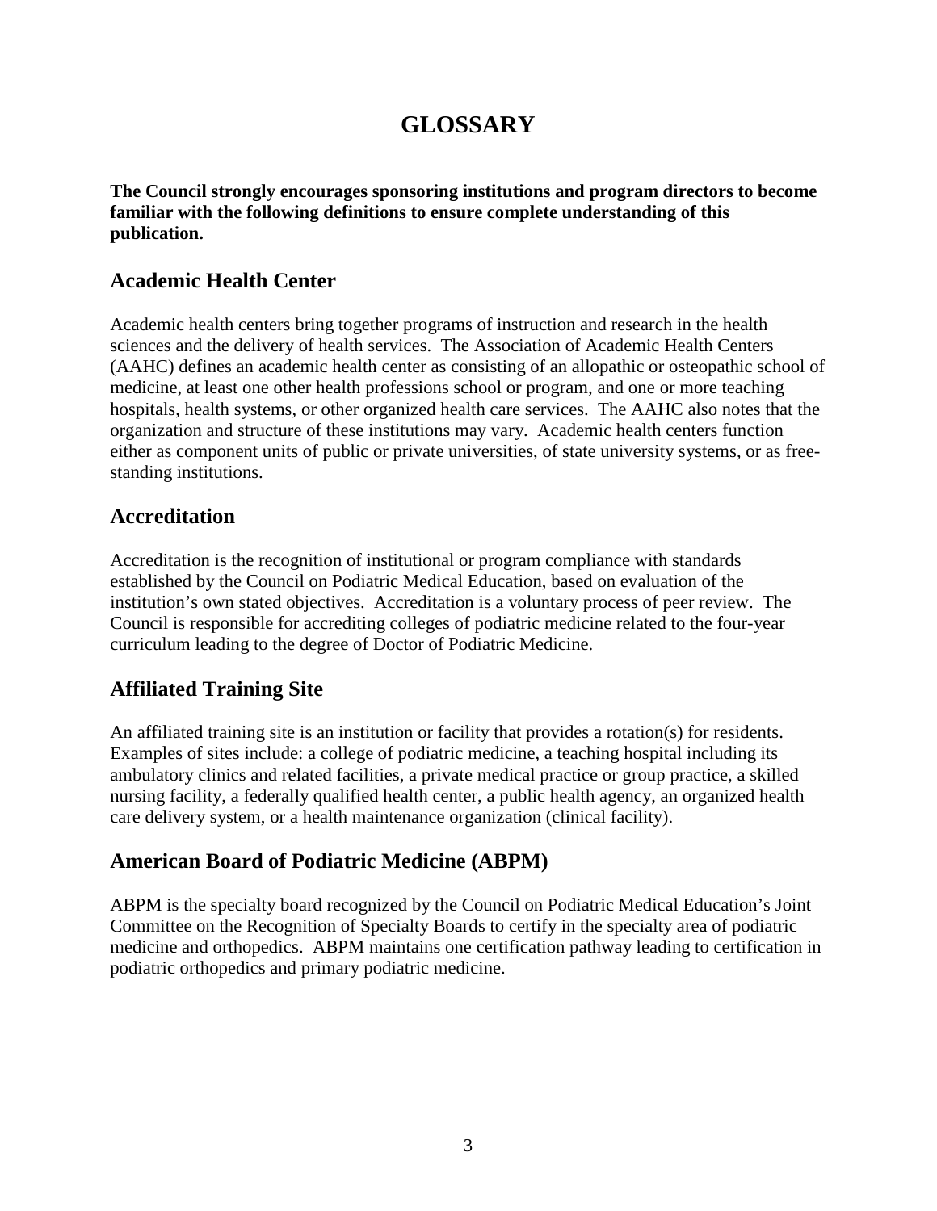# GLOSSARY

**The Council strongly encourages sponsoring institutions and program directors to become familiar with the following definitions to ensure complete understanding of this publication.**

## Academic Health Center

Academic health centers bring together programs of instruction and research in the health sciences and the delivery of health services. The Association of Academic Health Centers (AAHC) defines an academic health center as consisting of an allopathic or osteopathic school of medicine, at least one other health professions school or program, and one or more teaching hospitals, health systems, or other organized health care services. The AAHC also notes that the organization and structure of these institutions may vary. Academic health centers function either as component units of public or private universities, of state university systems, or as free-standing institutions.

## Accreditation

Accreditation is the recognition of institutional or program compliance with standards established by the Council on Podiatric Medical Education, based on evaluation of the institution's own stated objectives. Accreditation is a voluntary process of peer review. The Council is responsible for accrediting colleges of podiatric medicine related to the four-year curriculum leading to the degree of Doctor of Podiatric Medicine.

## Affiliated Training Site

An affiliated training site is an institution or facility that provides a rotation(s) for residents. Examples of sites include: a college of podiatric medicine, a teaching hospital including its ambulatory clinics and related facilities, a private medical practice or group practice, a skilled nursing facility, a federally qualified health center, a public health agency, an organized health care delivery system, or a health maintenance organization (clinical facility).

## American Board of Podiatric Medicine (ABPM)

ABPM is the specialty board recognized by the Council on Podiatric Medical Education's Joint Committee on the Recognition of Specialty Boards to certify in the specialty area of podiatric medicine and orthopedics. ABPM maintains one certification pathway leading to certification in podiatric orthopedics and primary podiatric medicine.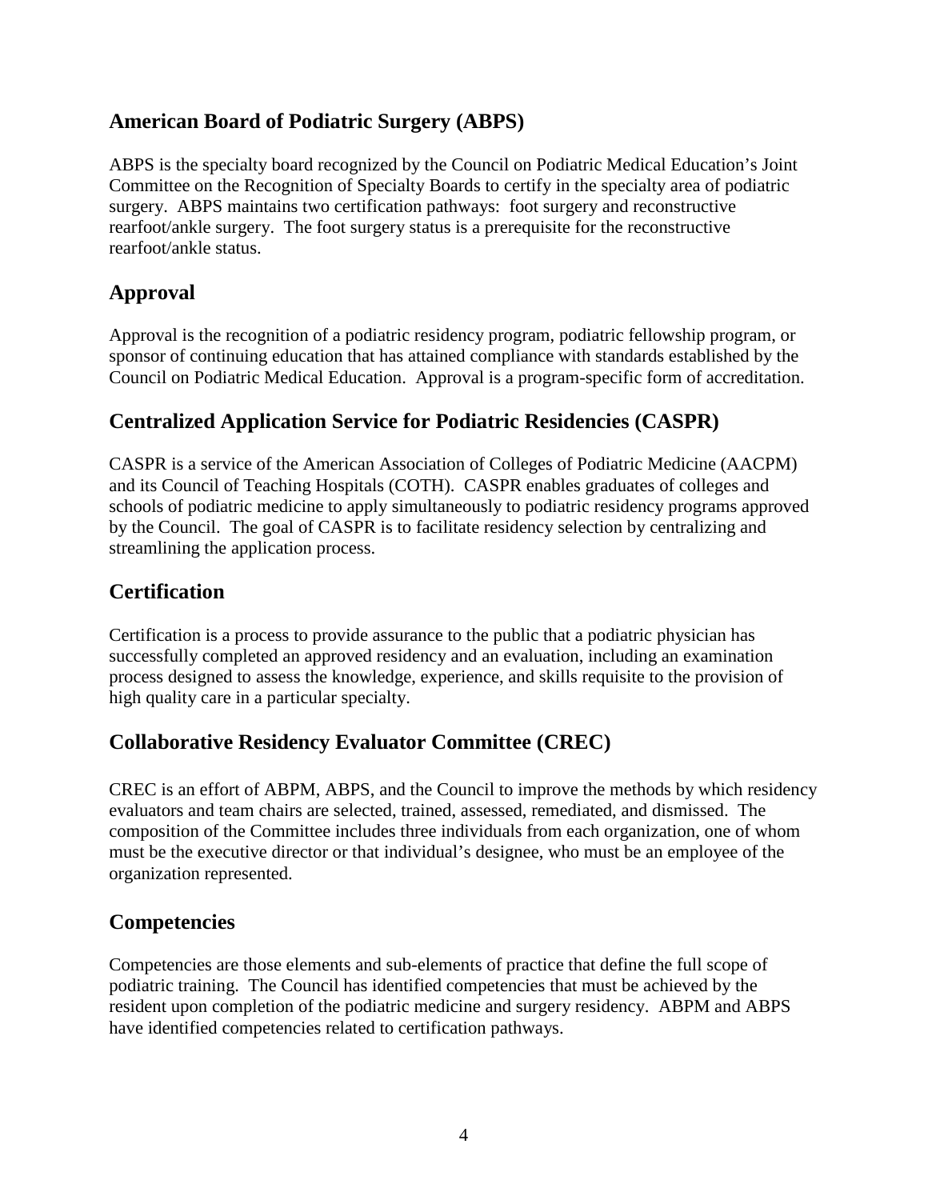## American Board of Podiatric Surgery (ABPS)

ABPS is the specialty board recognized by the Council on Podiatric Medical Education's Joint Committee on the Recognition of Specialty Boards to certify in the specialty area of podiatric surgery. ABPS maintains two certification pathways: foot surgery and reconstructive rearfoot/ankle surgery. The foot surgery status is a prerequisite for the reconstructive rearfoot/ankle status.

## Approval

Approval is the recognition of a podiatric residency program, podiatric fellowship program, or sponsor of continuing education that has attained compliance with standards established by the Council on Podiatric Medical Education. Approval is a program-specific form of accreditation.

## Centralized Application Service for Podiatric Residencies (CASPR)

CASPR is a service of the American Association of Colleges of Podiatric Medicine (AACPM) and its Council of Teaching Hospitals (COTH). CASPR enables graduates of colleges and schools of podiatric medicine to apply simultaneously to podiatric residency programs approved by the Council. The goal of CASPR is to facilitate residency selection by centralizing and streamlining the application process.

## Certification

Certification is a process to provide assurance to the public that a podiatric physician has successfully completed an approved residency and an evaluation, including an examination process designed to assess the knowledge, experience, and skills requisite to the provision of high quality care in a particular specialty.

## Collaborative Residency Evaluator Committee (CREC)

CREC is an effort of ABPM, ABPS, and the Council to improve the methods by which residency evaluators and team chairs are selected, trained, assessed, remediated, and dismissed. The composition of the Committee includes three individuals from each organization, one of whom must be the executive director or that individual's designee, who must be an employee of the organization represented.

## Competencies

Competencies are those elements and sub-elements of practice that define the full scope of podiatric training. The Council has identified competencies that must be achieved by the resident upon completion of the podiatric medicine and surgery residency. ABPM and ABPS have identified competencies related to certification pathways.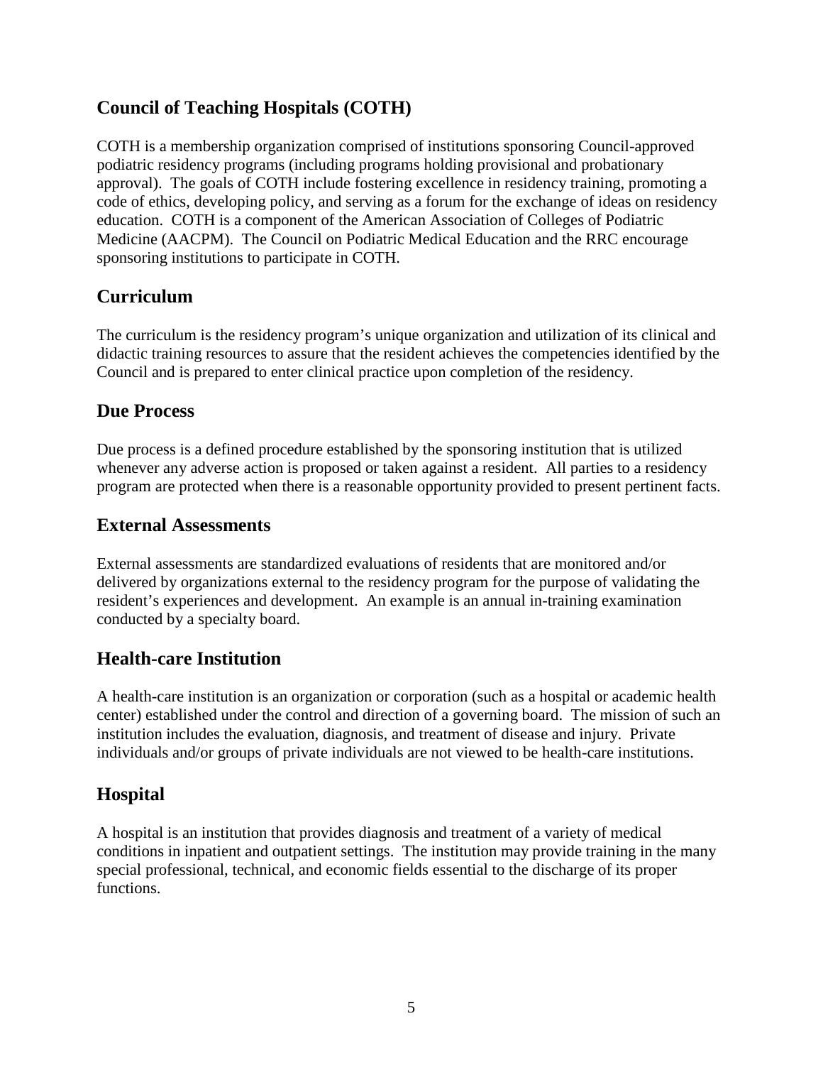## Council of Teaching Hospitals (COTH)

COTH is a membership organization comprised of institutions sponsoring Council-approved podiatric residency programs (including programs holding provisional and probationary approval). The goals of COTH include fostering excellence in residency training, promoting a code of ethics, developing policy, and serving as a forum for the exchange of ideas on residency education. COTH is a component of the American Association of Colleges of Podiatric Medicine (AACPM). The Council on Podiatric Medical Education and the RRC encourage sponsoring institutions to participate in COTH.

## Curriculum

The curriculum is the residency program's unique organization and utilization of its clinical and didactic training resources to assure that the resident achieves the competencies identified by the Council and is prepared to enter clinical practice upon completion of the residency.

## Due Process

Due process is a defined procedure established by the sponsoring institution that is utilized whenever any adverse action is proposed or taken against a resident. All parties to a residency program are protected when there is a reasonable opportunity provided to present pertinent facts.

## External Assessments

External assessments are standardized evaluations of residents that are monitored and/or delivered by organizations external to the residency program for the purpose of validating the resident's experiences and development. An example is an annual in-training examination conducted by a specialty board.

## Health-care Institution

A health-care institution is an organization or corporation (such as a hospital or academic health center) established under the control and direction of a governing board. The mission of such an institution includes the evaluation, diagnosis, and treatment of disease and injury. Private individuals and/or groups of private individuals are not viewed to be health-care institutions.

## Hospital

A hospital is an institution that provides diagnosis and treatment of a variety of medical conditions in inpatient and outpatient settings. The institution may provide training in the many special professional, technical, and economic fields essential to the discharge of its proper functions.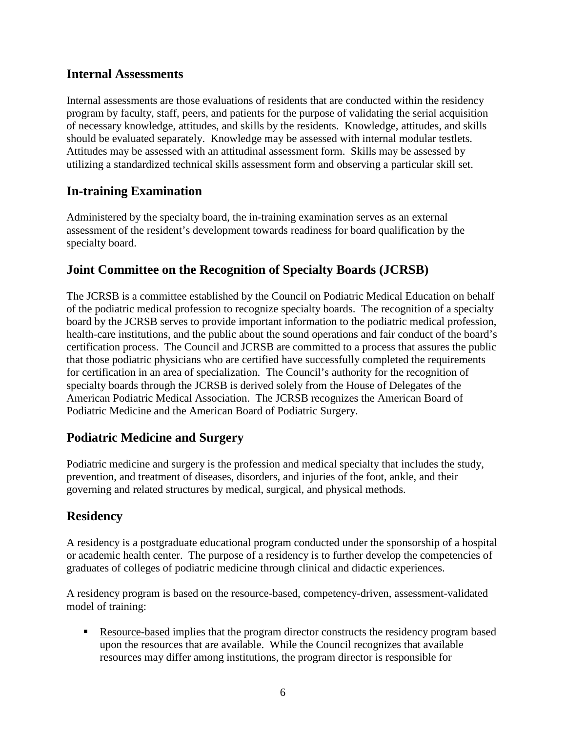## Internal Assessments

Internal assessments are those evaluations of residents that are conducted within the residency program by faculty, staff, peers, and patients for the purpose of validating the serial acquisition of necessary knowledge, attitudes, and skills by the residents. Knowledge, attitudes, and skills should be evaluated separately. Knowledge may be assessed with internal modular testlets. Attitudes may be assessed with an attitudinal assessment form. Skills may be assessed by utilizing a standardized technical skills assessment form and observing a particular skill set.

## In-training Examination

Administered by the specialty board, the in-training examination serves as an external assessment of the resident's development towards readiness for board qualification by the specialty board.

## Joint Committee on the Recognition of Specialty Boards (JCRSB)

The JCRSB is a committee established by the Council on Podiatric Medical Education on behalf of the podiatric medical profession to recognize specialty boards. The recognition of a specialty board by the JCRSB serves to provide important information to the podiatric medical profession, health-care institutions, and the public about the sound operations and fair conduct of the board's certification process. The Council and JCRSB are committed to a process that assures the public that those podiatric physicians who are certified have successfully completed the requirements for certification in an area of specialization. The Council's authority for the recognition of specialty boards through the JCRSB is derived solely from the House of Delegates of the American Podiatric Medical Association. The JCRSB recognizes the American Board of Podiatric Medicine and the American Board of Podiatric Surgery.

## Podiatric Medicine and Surgery

Podiatric medicine and surgery is the profession and medical specialty that includes the study, prevention, and treatment of diseases, disorders, and injuries of the foot, ankle, and their governing and related structures by medical, surgical, and physical methods.

## Residency

A residency is a postgraduate educational program conducted under the sponsorship of a hospital or academic health center. The purpose of a residency is to further develop the competencies of graduates of colleges of podiatric medicine through clinical and didactic experiences.

A residency program is based on the resource-based, competency-driven, assessment-validated model of training:

- Resource-based implies that the program director constructs the residency program based upon the resources that are available. While the Council recognizes that available resources may differ among institutions, the program director is responsible for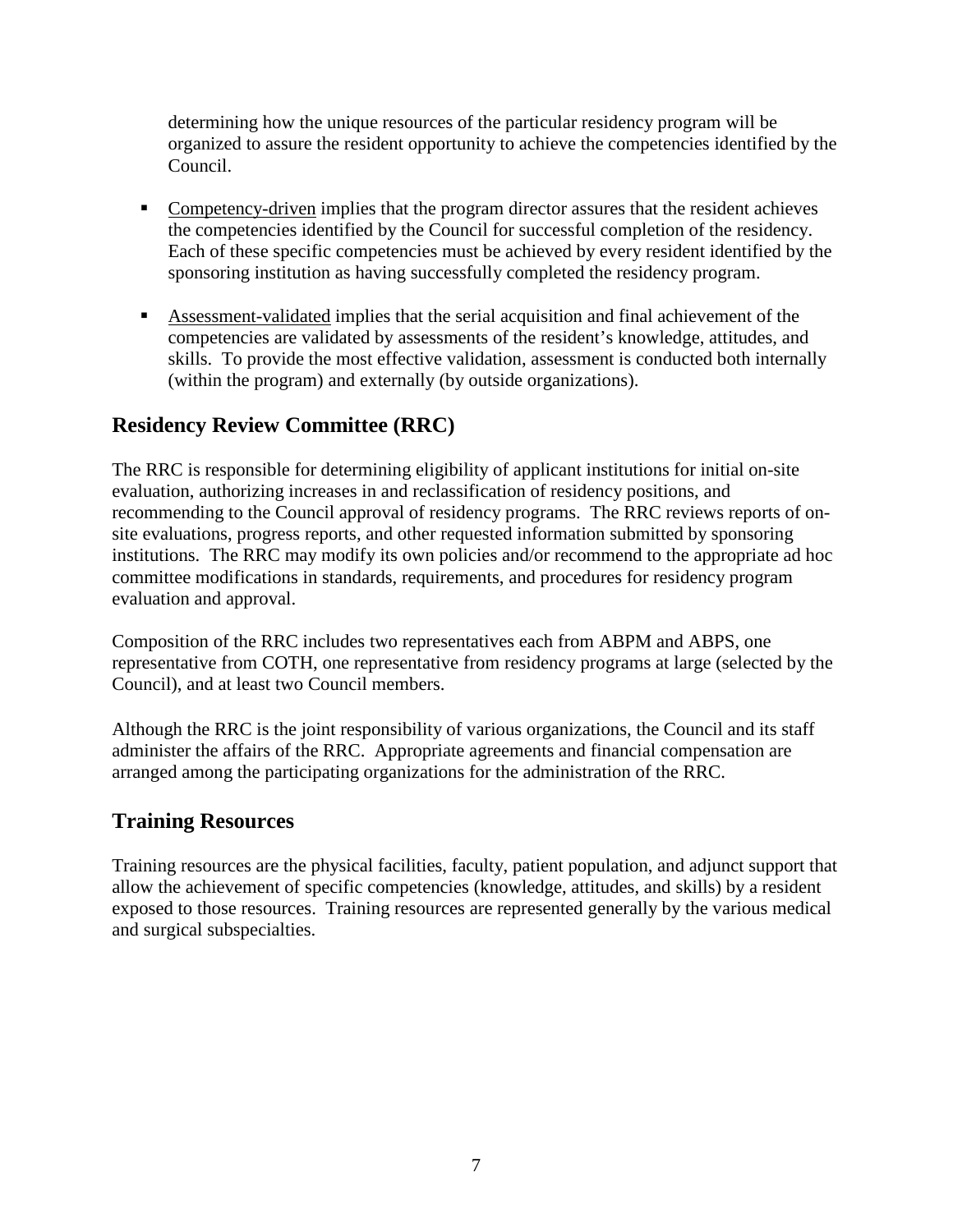determining how the unique resources of the particular residency program will be organized to assure the resident opportunity to achieve the competencies identified by the Council.

- Competency-driven implies that the program director assures that the resident achieves the competencies identified by the Council for successful completion of the residency. Each of these specific competencies must be achieved by every resident identified by the sponsoring institution as having successfully completed the residency program.

- Assessment-validated implies that the serial acquisition and final achievement of the competencies are validated by assessments of the resident's knowledge, attitudes, and skills. To provide the most effective validation, assessment is conducted both internally (within the program) and externally (by outside organizations).

## Residency Review Committee (RRC)

The RRC is responsible for determining eligibility of applicant institutions for initial on-site evaluation, authorizing increases in and reclassification of residency positions, and recommending to the Council approval of residency programs. The RRC reviews reports of on-site evaluations, progress reports, and other requested information submitted by sponsoring institutions. The RRC may modify its own policies and/or recommend to the appropriate ad hoc committee modifications in standards, requirements, and procedures for residency program evaluation and approval.

Composition of the RRC includes two representatives each from ABPM and ABPS, one representative from COTH, one representative from residency programs at large (selected by the Council), and at least two Council members.

Although the RRC is the joint responsibility of various organizations, the Council and its staff administer the affairs of the RRC. Appropriate agreements and financial compensation are arranged among the participating organizations for the administration of the RRC.

## Training Resources

Training resources are the physical facilities, faculty, patient population, and adjunct support that allow the achievement of specific competencies (knowledge, attitudes, and skills) by a resident exposed to those resources. Training resources are represented generally by the various medical and surgical subspecialties.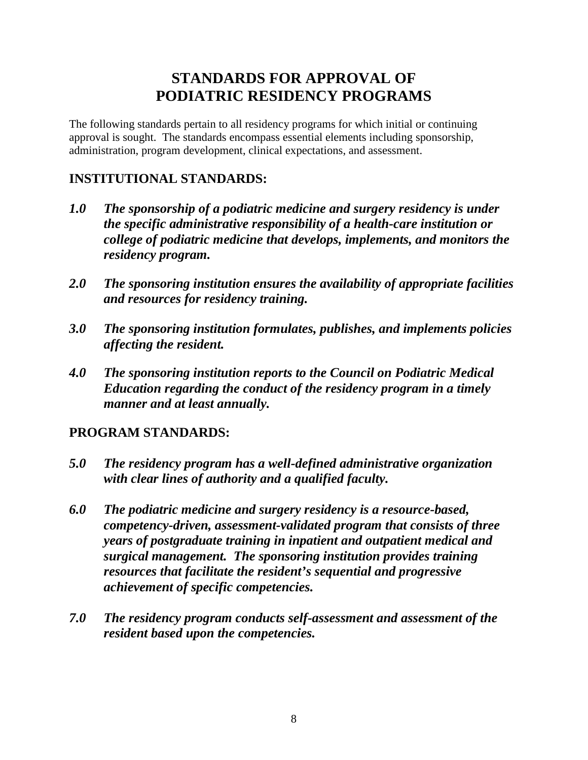# STANDARDS FOR APPROVAL OF PODIATRIC RESIDENCY PROGRAMS

The following standards pertain to all residency programs for which initial or continuing approval is sought. The standards encompass essential elements including sponsorship, administration, program development, clinical expectations, and assessment.

## INSTITUTIONAL STANDARDS:

***1.0 The sponsorship of a podiatric medicine and surgery residency is under the specific administrative responsibility of a health-care institution or college of podiatric medicine that develops, implements, and monitors the residency program.***

***2.0 The sponsoring institution ensures the availability of appropriate facilities and resources for residency training.***

***3.0 The sponsoring institution formulates, publishes, and implements policies affecting the resident.***

***4.0 The sponsoring institution reports to the Council on Podiatric Medical Education regarding the conduct of the residency program in a timely manner and at least annually.***

## PROGRAM STANDARDS:

***5.0 The residency program has a well-defined administrative organization with clear lines of authority and a qualified faculty.***

***6.0 The podiatric medicine and surgery residency is a resource-based, competency-driven, assessment-validated program that consists of three years of postgraduate training in inpatient and outpatient medical and surgical management. The sponsoring institution provides training resources that facilitate the resident's sequential and progressive achievement of specific competencies.***

***7.0 The residency program conducts self-assessment and assessment of the resident based upon the competencies.***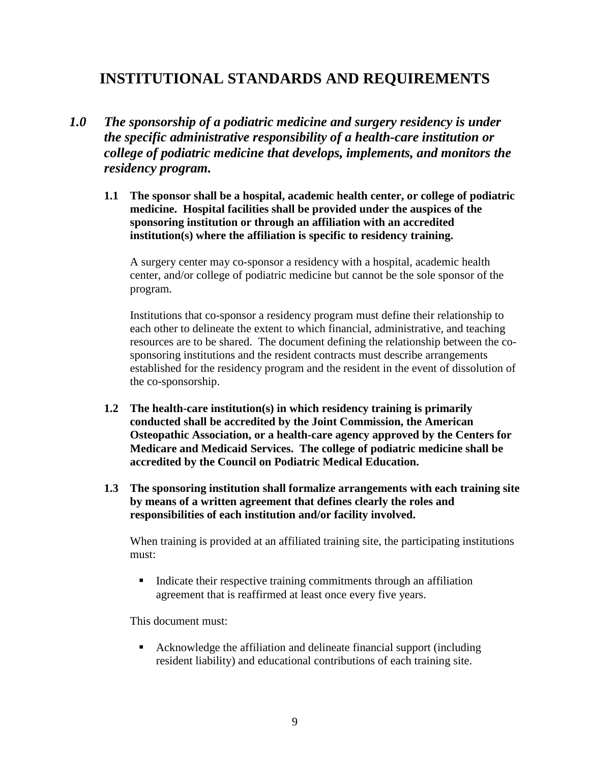# INSTITUTIONAL STANDARDS AND REQUIREMENTS

***1.0 The sponsorship of a podiatric medicine and surgery residency is under the specific administrative responsibility of a health-care institution or college of podiatric medicine that develops, implements, and monitors the residency program.***

**1.1 The sponsor shall be a hospital, academic health center, or college of podiatric medicine. Hospital facilities shall be provided under the auspices of the sponsoring institution or through an affiliation with an accredited institution(s) where the affiliation is specific to residency training.**

A surgery center may co-sponsor a residency with a hospital, academic health center, and/or college of podiatric medicine but cannot be the sole sponsor of the program.

Institutions that co-sponsor a residency program must define their relationship to each other to delineate the extent to which financial, administrative, and teaching resources are to be shared. The document defining the relationship between the co-sponsoring institutions and the resident contracts must describe arrangements established for the residency program and the resident in the event of dissolution of the co-sponsorship.

**1.2 The health-care institution(s) in which residency training is primarily conducted shall be accredited by the Joint Commission, the American Osteopathic Association, or a health-care agency approved by the Centers for Medicare and Medicaid Services. The college of podiatric medicine shall be accredited by the Council on Podiatric Medical Education.**

**1.3 The sponsoring institution shall formalize arrangements with each training site by means of a written agreement that defines clearly the roles and responsibilities of each institution and/or facility involved.**

When training is provided at an affiliated training site, the participating institutions must:

- Indicate their respective training commitments through an affiliation agreement that is reaffirmed at least once every five years.

This document must:

- Acknowledge the affiliation and delineate financial support (including resident liability) and educational contributions of each training site.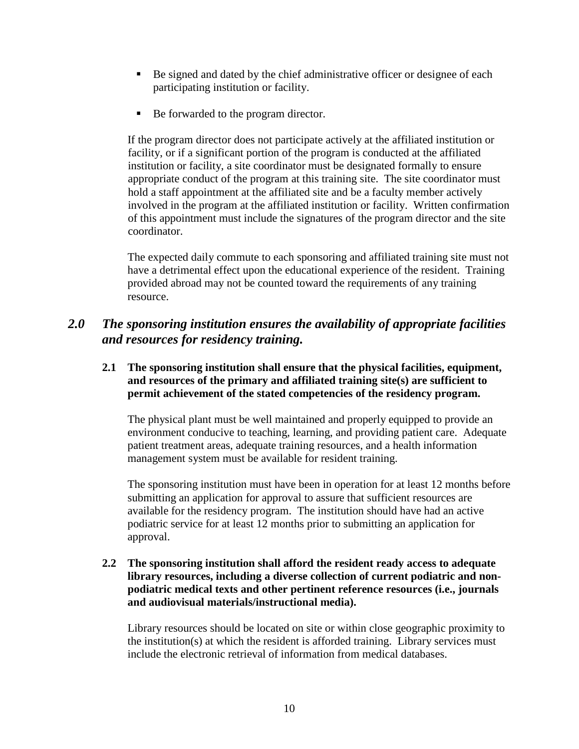- Be signed and dated by the chief administrative officer or designee of each participating institution or facility.
- Be forwarded to the program director.

If the program director does not participate actively at the affiliated institution or facility, or if a significant portion of the program is conducted at the affiliated institution or facility, a site coordinator must be designated formally to ensure appropriate conduct of the program at this training site. The site coordinator must hold a staff appointment at the affiliated site and be a faculty member actively involved in the program at the affiliated institution or facility. Written confirmation of this appointment must include the signatures of the program director and the site coordinator.

The expected daily commute to each sponsoring and affiliated training site must not have a detrimental effect upon the educational experience of the resident. Training provided abroad may not be counted toward the requirements of any training resource.

## *2.0 The sponsoring institution ensures the availability of appropriate facilities and resources for residency training.*

**2.1 The sponsoring institution shall ensure that the physical facilities, equipment, and resources of the primary and affiliated training site(s) are sufficient to permit achievement of the stated competencies of the residency program.**

The physical plant must be well maintained and properly equipped to provide an environment conducive to teaching, learning, and providing patient care. Adequate patient treatment areas, adequate training resources, and a health information management system must be available for resident training.

The sponsoring institution must have been in operation for at least 12 months before submitting an application for approval to assure that sufficient resources are available for the residency program. The institution should have had an active podiatric service for at least 12 months prior to submitting an application for approval.

**2.2 The sponsoring institution shall afford the resident ready access to adequate library resources, including a diverse collection of current podiatric and non-podiatric medical texts and other pertinent reference resources (i.e., journals and audiovisual materials/instructional media).**

Library resources should be located on site or within close geographic proximity to the institution(s) at which the resident is afforded training. Library services must include the electronic retrieval of information from medical databases.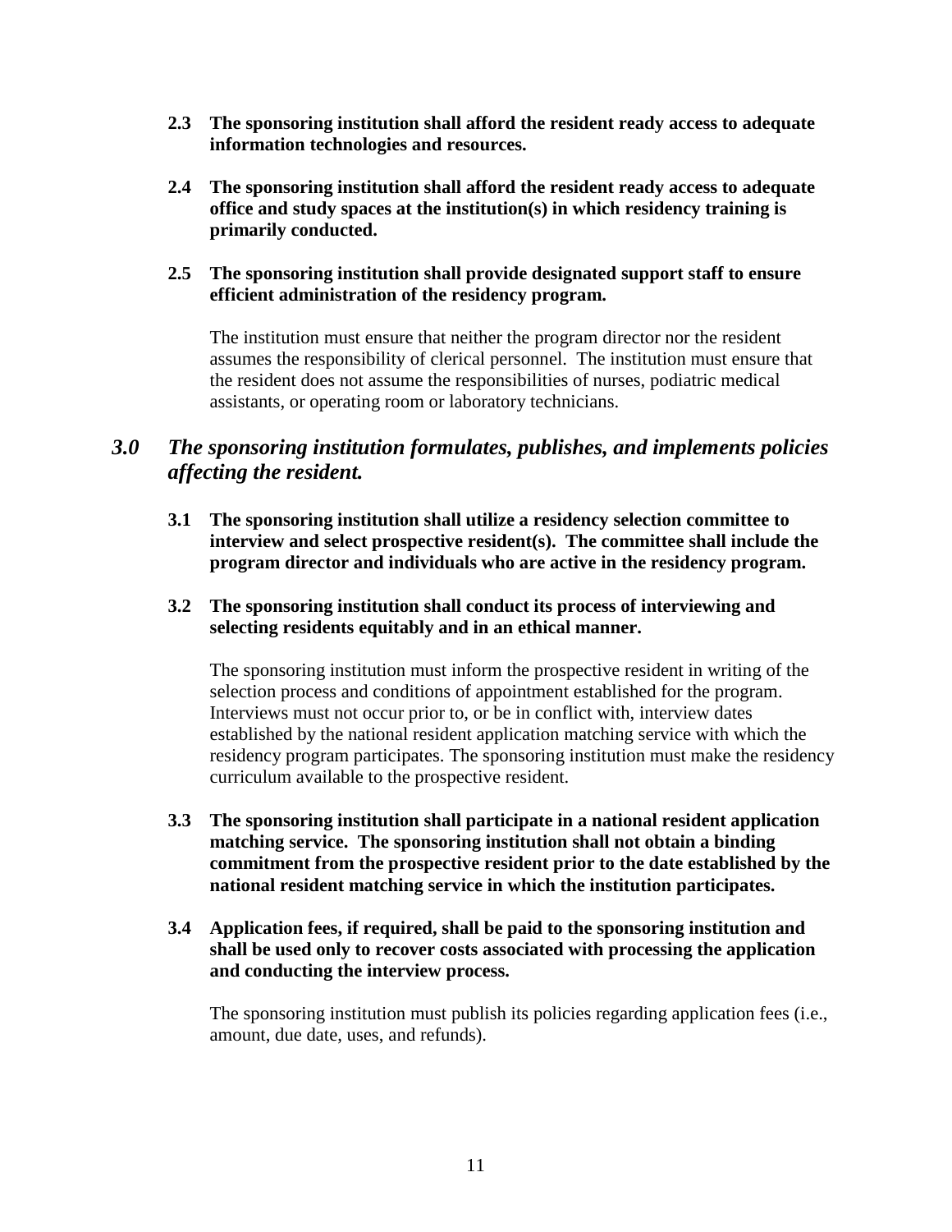**2.3 The sponsoring institution shall afford the resident ready access to adequate information technologies and resources.**

**2.4 The sponsoring institution shall afford the resident ready access to adequate office and study spaces at the institution(s) in which residency training is primarily conducted.**

**2.5 The sponsoring institution shall provide designated support staff to ensure efficient administration of the residency program.**

The institution must ensure that neither the program director nor the resident assumes the responsibility of clerical personnel. The institution must ensure that the resident does not assume the responsibilities of nurses, podiatric medical assistants, or operating room or laboratory technicians.

## *3.0 The sponsoring institution formulates, publishes, and implements policies affecting the resident.*

**3.1 The sponsoring institution shall utilize a residency selection committee to interview and select prospective resident(s). The committee shall include the program director and individuals who are active in the residency program.**

**3.2 The sponsoring institution shall conduct its process of interviewing and selecting residents equitably and in an ethical manner.**

The sponsoring institution must inform the prospective resident in writing of the selection process and conditions of appointment established for the program. Interviews must not occur prior to, or be in conflict with, interview dates established by the national resident application matching service with which the residency program participates. The sponsoring institution must make the residency curriculum available to the prospective resident.

**3.3 The sponsoring institution shall participate in a national resident application matching service. The sponsoring institution shall not obtain a binding commitment from the prospective resident prior to the date established by the national resident matching service in which the institution participates.**

**3.4 Application fees, if required, shall be paid to the sponsoring institution and shall be used only to recover costs associated with processing the application and conducting the interview process.**

The sponsoring institution must publish its policies regarding application fees (i.e., amount, due date, uses, and refunds).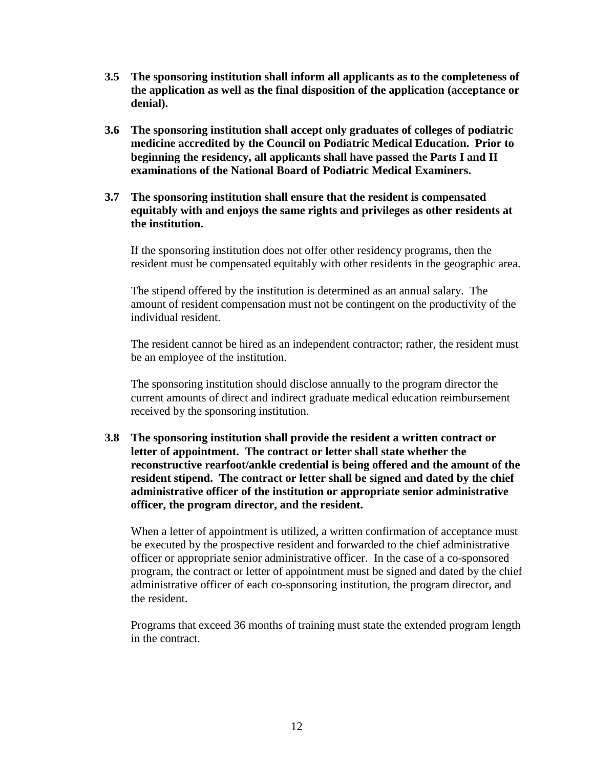**3.5 The sponsoring institution shall inform all applicants as to the completeness of the application as well as the final disposition of the application (acceptance or denial).**

**3.6 The sponsoring institution shall accept only graduates of colleges of podiatric medicine accredited by the Council on Podiatric Medical Education. Prior to beginning the residency, all applicants shall have passed the Parts I and II examinations of the National Board of Podiatric Medical Examiners.**

**3.7 The sponsoring institution shall ensure that the resident is compensated equitably with and enjoys the same rights and privileges as other residents at the institution.**

If the sponsoring institution does not offer other residency programs, then the resident must be compensated equitably with other residents in the geographic area.

The stipend offered by the institution is determined as an annual salary. The amount of resident compensation must not be contingent on the productivity of the individual resident.

The resident cannot be hired as an independent contractor; rather, the resident must be an employee of the institution.

The sponsoring institution should disclose annually to the program director the current amounts of direct and indirect graduate medical education reimbursement received by the sponsoring institution.

**3.8 The sponsoring institution shall provide the resident a written contract or letter of appointment. The contract or letter shall state whether the reconstructive rearfoot/ankle credential is being offered and the amount of the resident stipend. The contract or letter shall be signed and dated by the chief administrative officer of the institution or appropriate senior administrative officer, the program director, and the resident.**

When a letter of appointment is utilized, a written confirmation of acceptance must be executed by the prospective resident and forwarded to the chief administrative officer or appropriate senior administrative officer. In the case of a co-sponsored program, the contract or letter of appointment must be signed and dated by the chief administrative officer of each co-sponsoring institution, the program director, and the resident.

Programs that exceed 36 months of training must state the extended program length in the contract.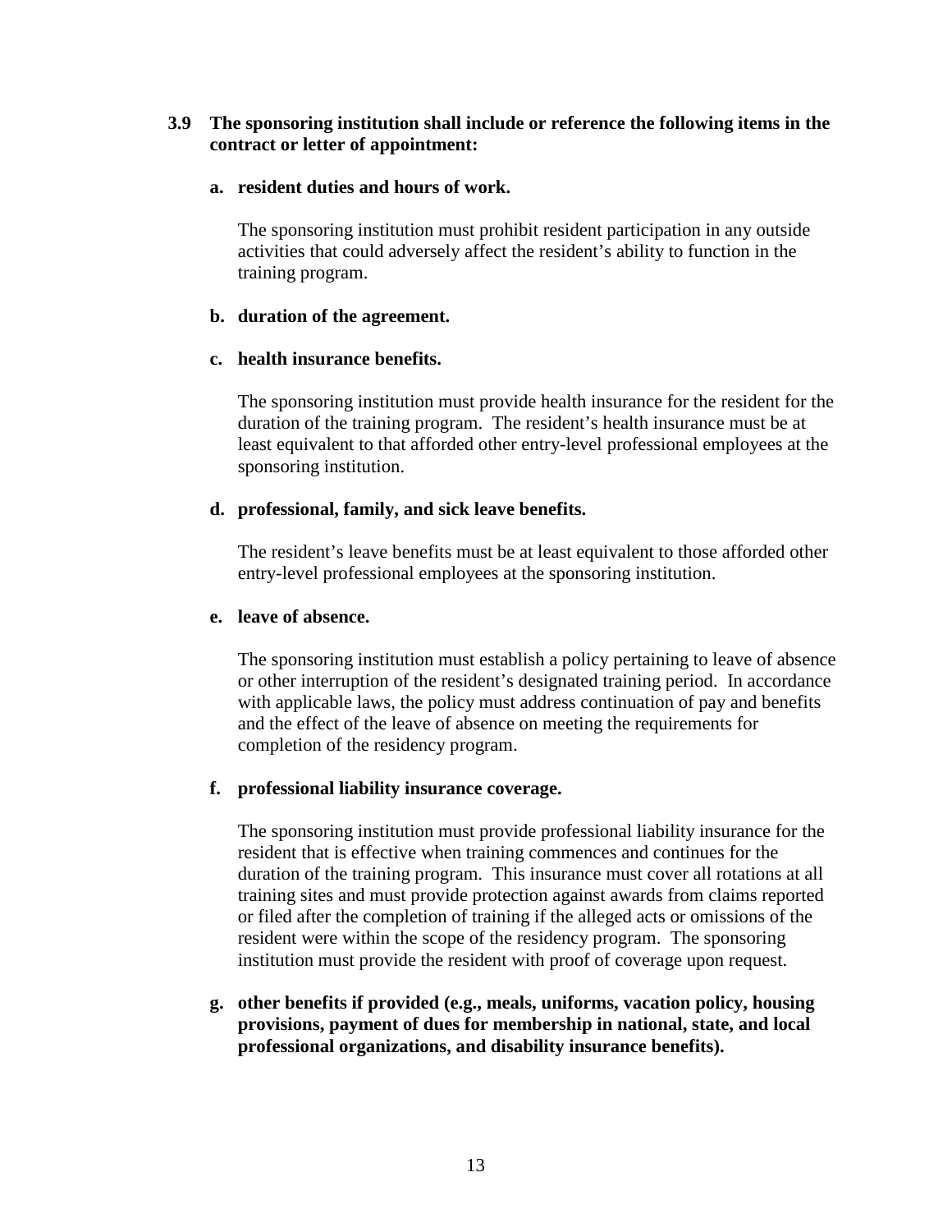**3.9 The sponsoring institution shall include or reference the following items in the contract or letter of appointment:**

**a. resident duties and hours of work.**

The sponsoring institution must prohibit resident participation in any outside activities that could adversely affect the resident's ability to function in the training program.

**b. duration of the agreement.**

**c. health insurance benefits.**

The sponsoring institution must provide health insurance for the resident for the duration of the training program. The resident's health insurance must be at least equivalent to that afforded other entry-level professional employees at the sponsoring institution.

**d. professional, family, and sick leave benefits.**

The resident's leave benefits must be at least equivalent to those afforded other entry-level professional employees at the sponsoring institution.

**e. leave of absence.**

The sponsoring institution must establish a policy pertaining to leave of absence or other interruption of the resident's designated training period. In accordance with applicable laws, the policy must address continuation of pay and benefits and the effect of the leave of absence on meeting the requirements for completion of the residency program.

**f. professional liability insurance coverage.**

The sponsoring institution must provide professional liability insurance for the resident that is effective when training commences and continues for the duration of the training program. This insurance must cover all rotations at all training sites and must provide protection against awards from claims reported or filed after the completion of training if the alleged acts or omissions of the resident were within the scope of the residency program. The sponsoring institution must provide the resident with proof of coverage upon request.

**g. other benefits if provided (e.g., meals, uniforms, vacation policy, housing provisions, payment of dues for membership in national, state, and local professional organizations, and disability insurance benefits).**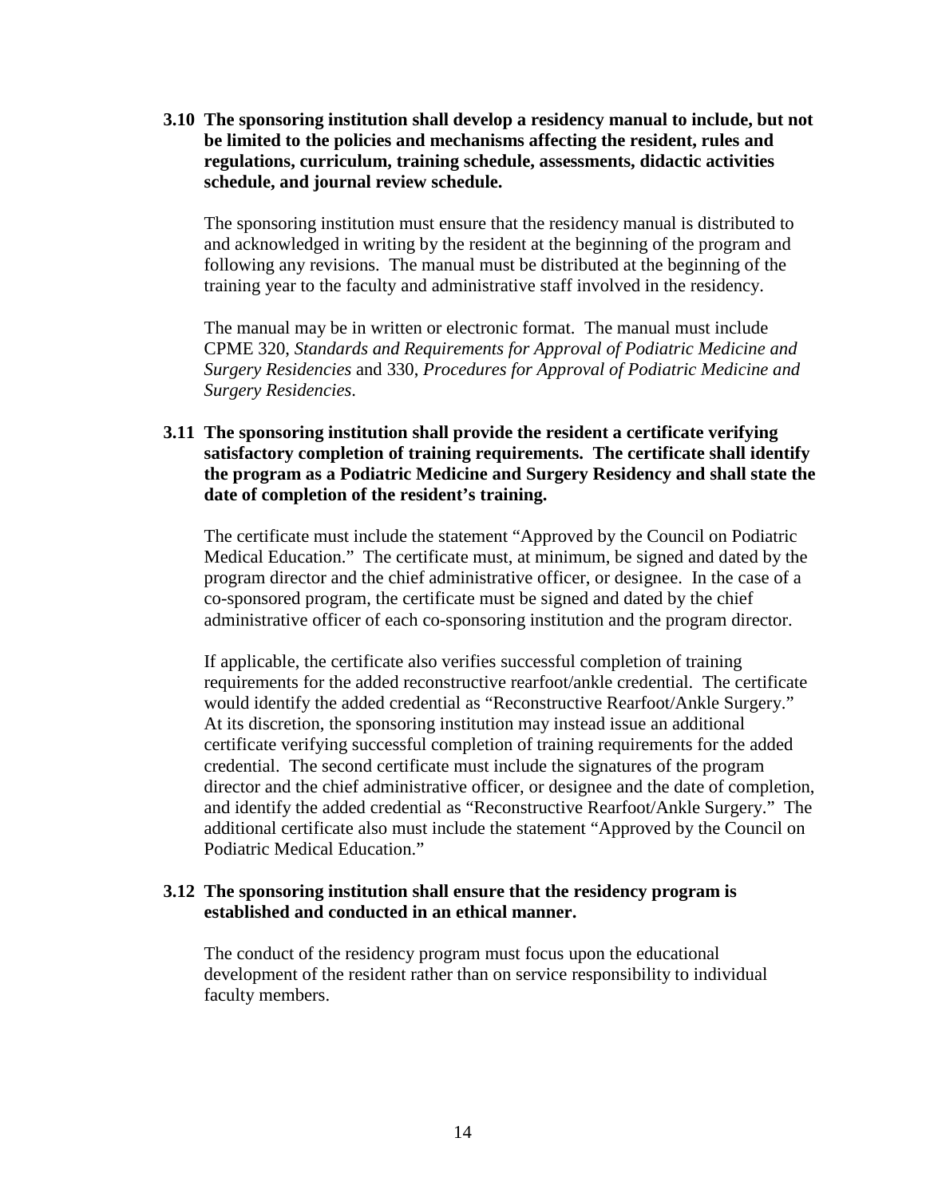**3.10 The sponsoring institution shall develop a residency manual to include, but not be limited to the policies and mechanisms affecting the resident, rules and regulations, curriculum, training schedule, assessments, didactic activities schedule, and journal review schedule.**

The sponsoring institution must ensure that the residency manual is distributed to and acknowledged in writing by the resident at the beginning of the program and following any revisions. The manual must be distributed at the beginning of the training year to the faculty and administrative staff involved in the residency.

The manual may be in written or electronic format. The manual must include CPME 320, *Standards and Requirements for Approval of Podiatric Medicine and Surgery Residencies* and 330, *Procedures for Approval of Podiatric Medicine and Surgery Residencies*.

**3.11 The sponsoring institution shall provide the resident a certificate verifying satisfactory completion of training requirements. The certificate shall identify the program as a Podiatric Medicine and Surgery Residency and shall state the date of completion of the resident's training.**

The certificate must include the statement "Approved by the Council on Podiatric Medical Education." The certificate must, at minimum, be signed and dated by the program director and the chief administrative officer, or designee. In the case of a co-sponsored program, the certificate must be signed and dated by the chief administrative officer of each co-sponsoring institution and the program director.

If applicable, the certificate also verifies successful completion of training requirements for the added reconstructive rearfoot/ankle credential. The certificate would identify the added credential as "Reconstructive Rearfoot/Ankle Surgery." At its discretion, the sponsoring institution may instead issue an additional certificate verifying successful completion of training requirements for the added credential. The second certificate must include the signatures of the program director and the chief administrative officer, or designee and the date of completion, and identify the added credential as "Reconstructive Rearfoot/Ankle Surgery." The additional certificate also must include the statement "Approved by the Council on Podiatric Medical Education."

**3.12 The sponsoring institution shall ensure that the residency program is established and conducted in an ethical manner.**

The conduct of the residency program must focus upon the educational development of the resident rather than on service responsibility to individual faculty members.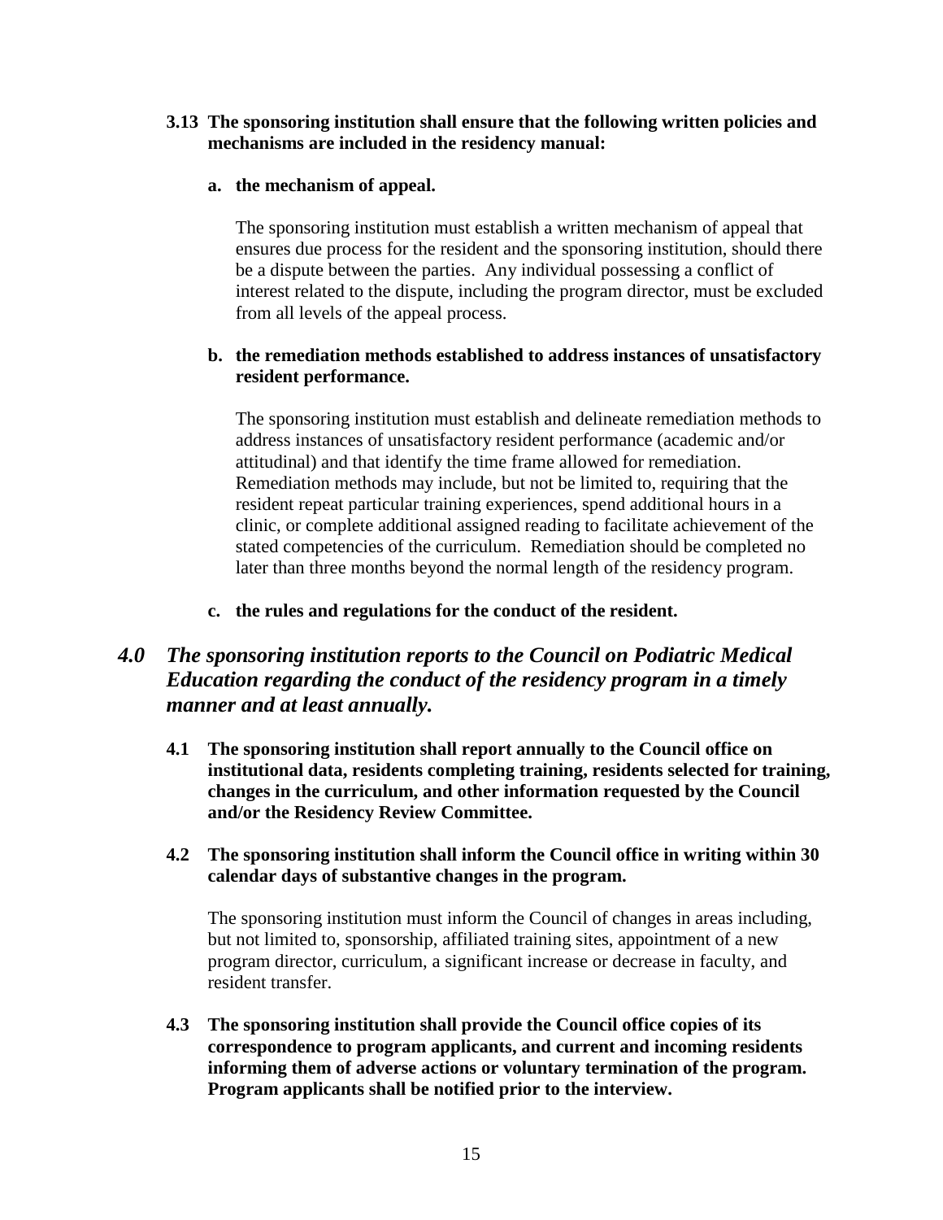**3.13 The sponsoring institution shall ensure that the following written policies and mechanisms are included in the residency manual:**

**a. the mechanism of appeal.**

The sponsoring institution must establish a written mechanism of appeal that ensures due process for the resident and the sponsoring institution, should there be a dispute between the parties. Any individual possessing a conflict of interest related to the dispute, including the program director, must be excluded from all levels of the appeal process.

**b. the remediation methods established to address instances of unsatisfactory resident performance.**

The sponsoring institution must establish and delineate remediation methods to address instances of unsatisfactory resident performance (academic and/or attitudinal) and that identify the time frame allowed for remediation. Remediation methods may include, but not be limited to, requiring that the resident repeat particular training experiences, spend additional hours in a clinic, or complete additional assigned reading to facilitate achievement of the stated competencies of the curriculum. Remediation should be completed no later than three months beyond the normal length of the residency program.

**c. the rules and regulations for the conduct of the resident.**

## *4.0 The sponsoring institution reports to the Council on Podiatric Medical Education regarding the conduct of the residency program in a timely manner and at least annually.*

**4.1 The sponsoring institution shall report annually to the Council office on institutional data, residents completing training, residents selected for training, changes in the curriculum, and other information requested by the Council and/or the Residency Review Committee.**

**4.2 The sponsoring institution shall inform the Council office in writing within 30 calendar days of substantive changes in the program.**

The sponsoring institution must inform the Council of changes in areas including, but not limited to, sponsorship, affiliated training sites, appointment of a new program director, curriculum, a significant increase or decrease in faculty, and resident transfer.

**4.3 The sponsoring institution shall provide the Council office copies of its correspondence to program applicants, and current and incoming residents informing them of adverse actions or voluntary termination of the program. Program applicants shall be notified prior to the interview.**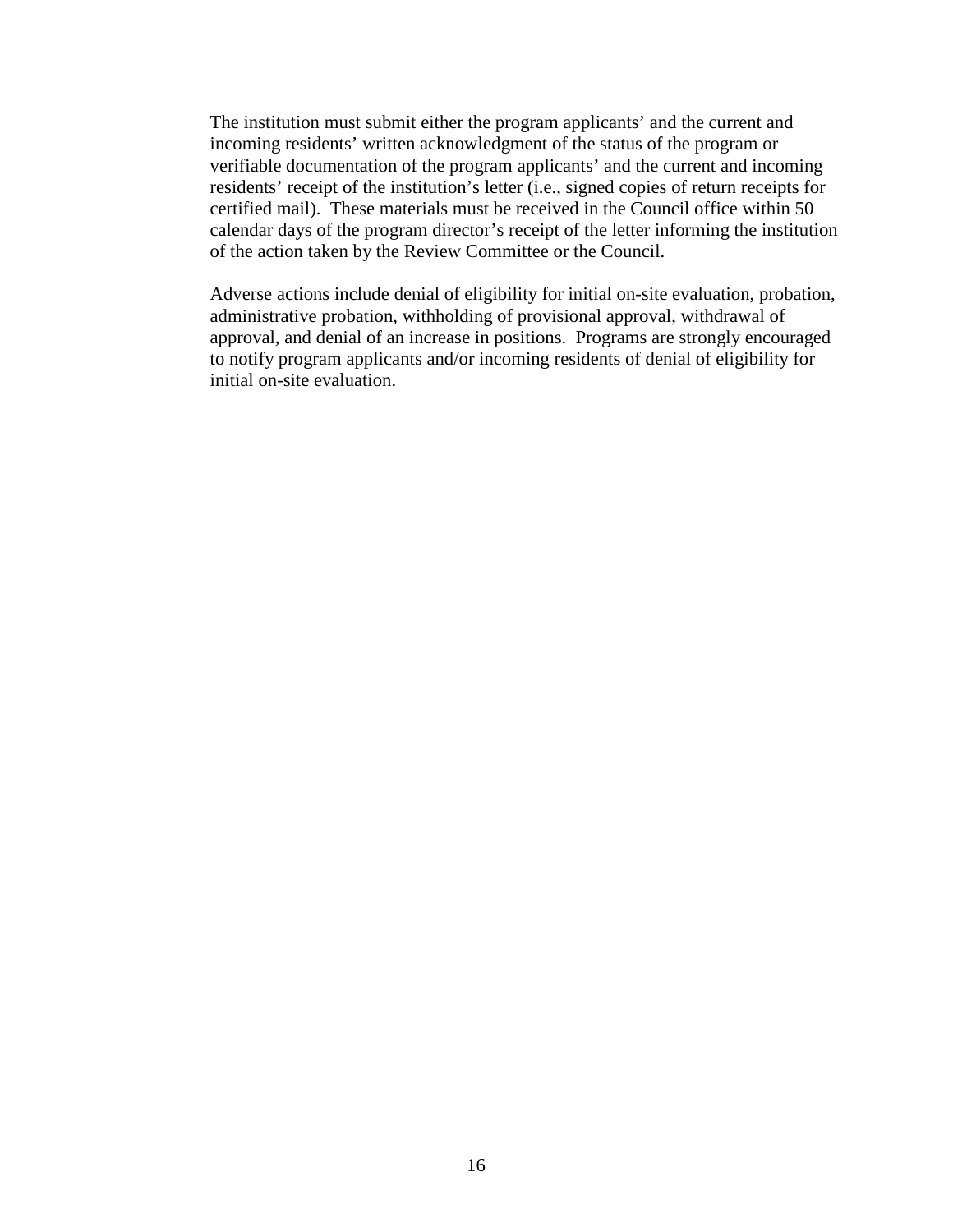The institution must submit either the program applicants' and the current and incoming residents' written acknowledgment of the status of the program or verifiable documentation of the program applicants' and the current and incoming residents' receipt of the institution's letter (i.e., signed copies of return receipts for certified mail). These materials must be received in the Council office within 50 calendar days of the program director's receipt of the letter informing the institution of the action taken by the Review Committee or the Council.

Adverse actions include denial of eligibility for initial on-site evaluation, probation, administrative probation, withholding of provisional approval, withdrawal of approval, and denial of an increase in positions. Programs are strongly encouraged to notify program applicants and/or incoming residents of denial of eligibility for initial on-site evaluation.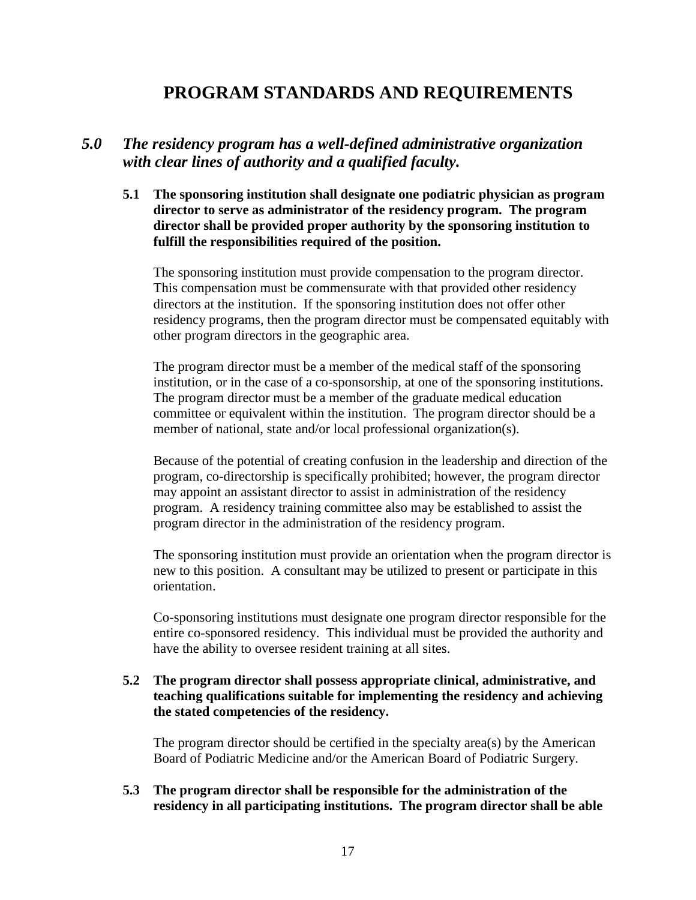# PROGRAM STANDARDS AND REQUIREMENTS

## *5.0 The residency program has a well-defined administrative organization with clear lines of authority and a qualified faculty.*

**5.1 The sponsoring institution shall designate one podiatric physician as program director to serve as administrator of the residency program. The program director shall be provided proper authority by the sponsoring institution to fulfill the responsibilities required of the position.**

The sponsoring institution must provide compensation to the program director. This compensation must be commensurate with that provided other residency directors at the institution. If the sponsoring institution does not offer other residency programs, then the program director must be compensated equitably with other program directors in the geographic area.

The program director must be a member of the medical staff of the sponsoring institution, or in the case of a co-sponsorship, at one of the sponsoring institutions. The program director must be a member of the graduate medical education committee or equivalent within the institution. The program director should be a member of national, state and/or local professional organization(s).

Because of the potential of creating confusion in the leadership and direction of the program, co-directorship is specifically prohibited; however, the program director may appoint an assistant director to assist in administration of the residency program. A residency training committee also may be established to assist the program director in the administration of the residency program.

The sponsoring institution must provide an orientation when the program director is new to this position. A consultant may be utilized to present or participate in this orientation.

Co-sponsoring institutions must designate one program director responsible for the entire co-sponsored residency. This individual must be provided the authority and have the ability to oversee resident training at all sites.

**5.2 The program director shall possess appropriate clinical, administrative, and teaching qualifications suitable for implementing the residency and achieving the stated competencies of the residency.**

The program director should be certified in the specialty area(s) by the American Board of Podiatric Medicine and/or the American Board of Podiatric Surgery.

**5.3 The program director shall be responsible for the administration of the residency in all participating institutions. The program director shall be able**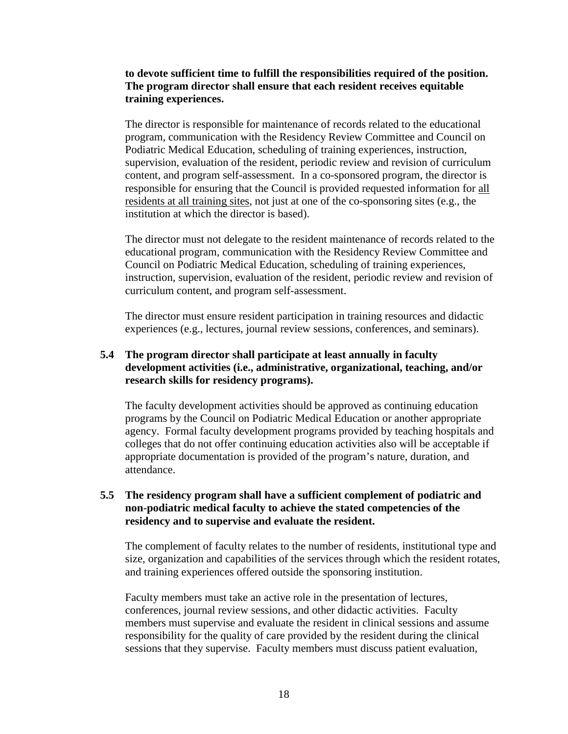**to devote sufficient time to fulfill the responsibilities required of the position. The program director shall ensure that each resident receives equitable training experiences.**

The director is responsible for maintenance of records related to the educational program, communication with the Residency Review Committee and Council on Podiatric Medical Education, scheduling of training experiences, instruction, supervision, evaluation of the resident, periodic review and revision of curriculum content, and program self-assessment. In a co-sponsored program, the director is responsible for ensuring that the Council is provided requested information for <u>all residents at all training sites</u>, not just at one of the co-sponsoring sites (e.g., the institution at which the director is based).

The director must not delegate to the resident maintenance of records related to the educational program, communication with the Residency Review Committee and Council on Podiatric Medical Education, scheduling of training experiences, instruction, supervision, evaluation of the resident, periodic review and revision of curriculum content, and program self-assessment.

The director must ensure resident participation in training resources and didactic experiences (e.g., lectures, journal review sessions, conferences, and seminars).

**5.4 The program director shall participate at least annually in faculty development activities (i.e., administrative, organizational, teaching, and/or research skills for residency programs).**

The faculty development activities should be approved as continuing education programs by the Council on Podiatric Medical Education or another appropriate agency. Formal faculty development programs provided by teaching hospitals and colleges that do not offer continuing education activities also will be acceptable if appropriate documentation is provided of the program's nature, duration, and attendance.

**5.5 The residency program shall have a sufficient complement of podiatric and non-podiatric medical faculty to achieve the stated competencies of the residency and to supervise and evaluate the resident.**

The complement of faculty relates to the number of residents, institutional type and size, organization and capabilities of the services through which the resident rotates, and training experiences offered outside the sponsoring institution.

Faculty members must take an active role in the presentation of lectures, conferences, journal review sessions, and other didactic activities. Faculty members must supervise and evaluate the resident in clinical sessions and assume responsibility for the quality of care provided by the resident during the clinical sessions that they supervise. Faculty members must discuss patient evaluation,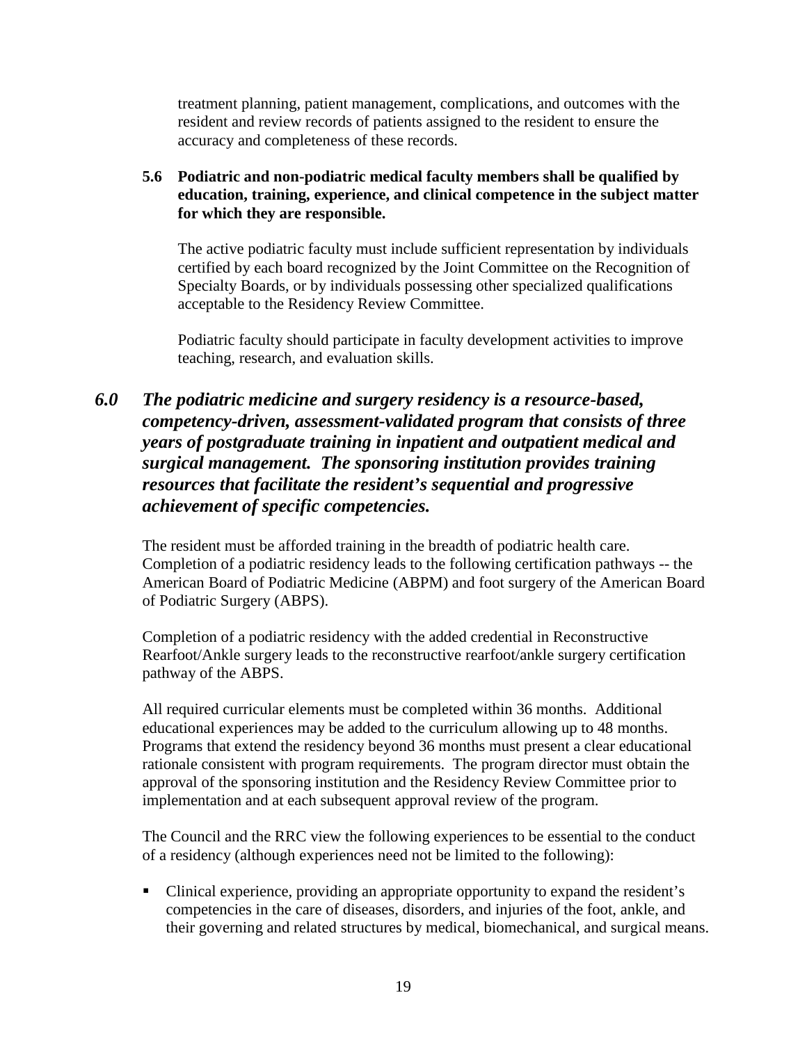treatment planning, patient management, complications, and outcomes with the resident and review records of patients assigned to the resident to ensure the accuracy and completeness of these records.

**5.6 Podiatric and non-podiatric medical faculty members shall be qualified by education, training, experience, and clinical competence in the subject matter for which they are responsible.**

The active podiatric faculty must include sufficient representation by individuals certified by each board recognized by the Joint Committee on the Recognition of Specialty Boards, or by individuals possessing other specialized qualifications acceptable to the Residency Review Committee.

Podiatric faculty should participate in faculty development activities to improve teaching, research, and evaluation skills.

## *6.0 The podiatric medicine and surgery residency is a resource-based, competency-driven, assessment-validated program that consists of three years of postgraduate training in inpatient and outpatient medical and surgical management. The sponsoring institution provides training resources that facilitate the resident's sequential and progressive achievement of specific competencies.*

The resident must be afforded training in the breadth of podiatric health care. Completion of a podiatric residency leads to the following certification pathways -- the American Board of Podiatric Medicine (ABPM) and foot surgery of the American Board of Podiatric Surgery (ABPS).

Completion of a podiatric residency with the added credential in Reconstructive Rearfoot/Ankle surgery leads to the reconstructive rearfoot/ankle surgery certification pathway of the ABPS.

All required curricular elements must be completed within 36 months. Additional educational experiences may be added to the curriculum allowing up to 48 months. Programs that extend the residency beyond 36 months must present a clear educational rationale consistent with program requirements. The program director must obtain the approval of the sponsoring institution and the Residency Review Committee prior to implementation and at each subsequent approval review of the program.

The Council and the RRC view the following experiences to be essential to the conduct of a residency (although experiences need not be limited to the following):

- Clinical experience, providing an appropriate opportunity to expand the resident's competencies in the care of diseases, disorders, and injuries of the foot, ankle, and their governing and related structures by medical, biomechanical, and surgical means.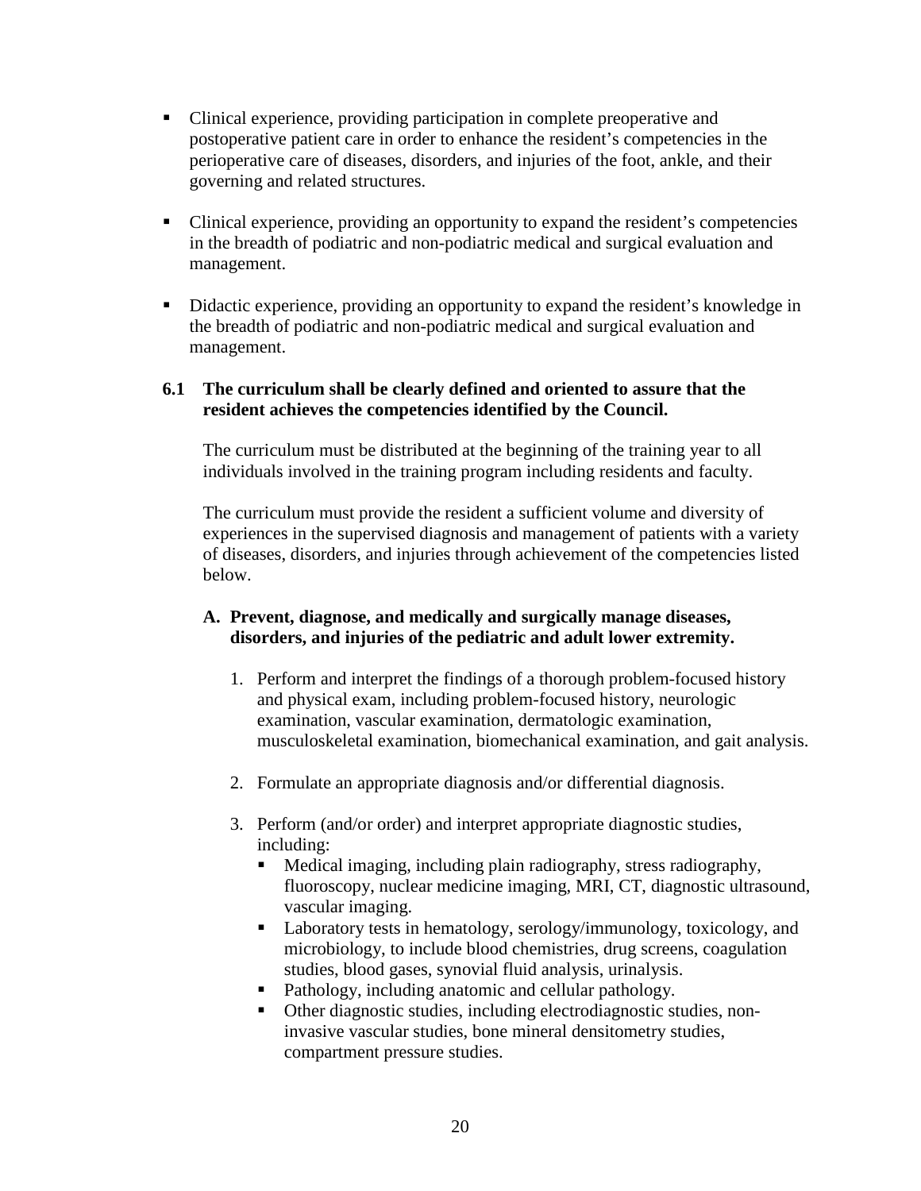- Clinical experience, providing participation in complete preoperative and postoperative patient care in order to enhance the resident's competencies in the perioperative care of diseases, disorders, and injuries of the foot, ankle, and their governing and related structures.

- Clinical experience, providing an opportunity to expand the resident's competencies in the breadth of podiatric and non-podiatric medical and surgical evaluation and management.

- Didactic experience, providing an opportunity to expand the resident's knowledge in the breadth of podiatric and non-podiatric medical and surgical evaluation and management.

**6.1 The curriculum shall be clearly defined and oriented to assure that the resident achieves the competencies identified by the Council.**

The curriculum must be distributed at the beginning of the training year to all individuals involved in the training program including residents and faculty.

The curriculum must provide the resident a sufficient volume and diversity of experiences in the supervised diagnosis and management of patients with a variety of diseases, disorders, and injuries through achievement of the competencies listed below.

**A. Prevent, diagnose, and medically and surgically manage diseases, disorders, and injuries of the pediatric and adult lower extremity.**

1. Perform and interpret the findings of a thorough problem-focused history and physical exam, including problem-focused history, neurologic examination, vascular examination, dermatologic examination, musculoskeletal examination, biomechanical examination, and gait analysis.

2. Formulate an appropriate diagnosis and/or differential diagnosis.

3. Perform (and/or order) and interpret appropriate diagnostic studies, including:
   - Medical imaging, including plain radiography, stress radiography, fluoroscopy, nuclear medicine imaging, MRI, CT, diagnostic ultrasound, vascular imaging.
   - Laboratory tests in hematology, serology/immunology, toxicology, and microbiology, to include blood chemistries, drug screens, coagulation studies, blood gases, synovial fluid analysis, urinalysis.
   - Pathology, including anatomic and cellular pathology.
   - Other diagnostic studies, including electrodiagnostic studies, non-invasive vascular studies, bone mineral densitometry studies, compartment pressure studies.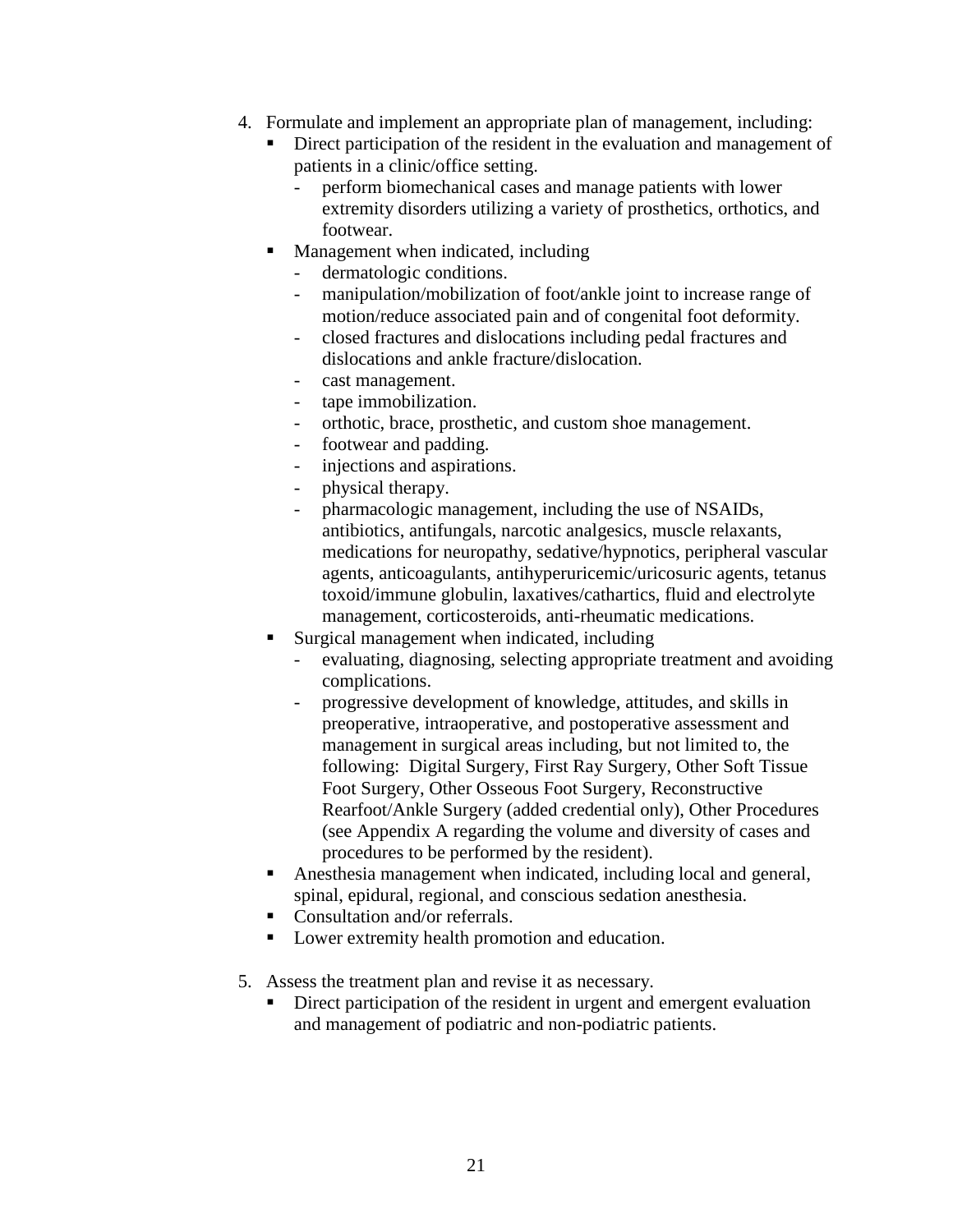4. Formulate and implement an appropriate plan of management, including:
   - Direct participation of the resident in the evaluation and management of patients in a clinic/office setting.
     - perform biomechanical cases and manage patients with lower extremity disorders utilizing a variety of prosthetics, orthotics, and footwear.
   - Management when indicated, including
     - dermatologic conditions.
     - manipulation/mobilization of foot/ankle joint to increase range of motion/reduce associated pain and of congenital foot deformity.
     - closed fractures and dislocations including pedal fractures and dislocations and ankle fracture/dislocation.
     - cast management.
     - tape immobilization.
     - orthotic, brace, prosthetic, and custom shoe management.
     - footwear and padding.
     - injections and aspirations.
     - physical therapy.
     - pharmacologic management, including the use of NSAIDs, antibiotics, antifungals, narcotic analgesics, muscle relaxants, medications for neuropathy, sedative/hypnotics, peripheral vascular agents, anticoagulants, antihyperuricemic/uricosuric agents, tetanus toxoid/immune globulin, laxatives/cathartics, fluid and electrolyte management, corticosteroids, anti-rheumatic medications.
   - Surgical management when indicated, including
     - evaluating, diagnosing, selecting appropriate treatment and avoiding complications.
     - progressive development of knowledge, attitudes, and skills in preoperative, intraoperative, and postoperative assessment and management in surgical areas including, but not limited to, the following: Digital Surgery, First Ray Surgery, Other Soft Tissue Foot Surgery, Other Osseous Foot Surgery, Reconstructive Rearfoot/Ankle Surgery (added credential only), Other Procedures (see Appendix A regarding the volume and diversity of cases and procedures to be performed by the resident).
   - Anesthesia management when indicated, including local and general, spinal, epidural, regional, and conscious sedation anesthesia.
   - Consultation and/or referrals.
   - Lower extremity health promotion and education.

5. Assess the treatment plan and revise it as necessary.
   - Direct participation of the resident in urgent and emergent evaluation and management of podiatric and non-podiatric patients.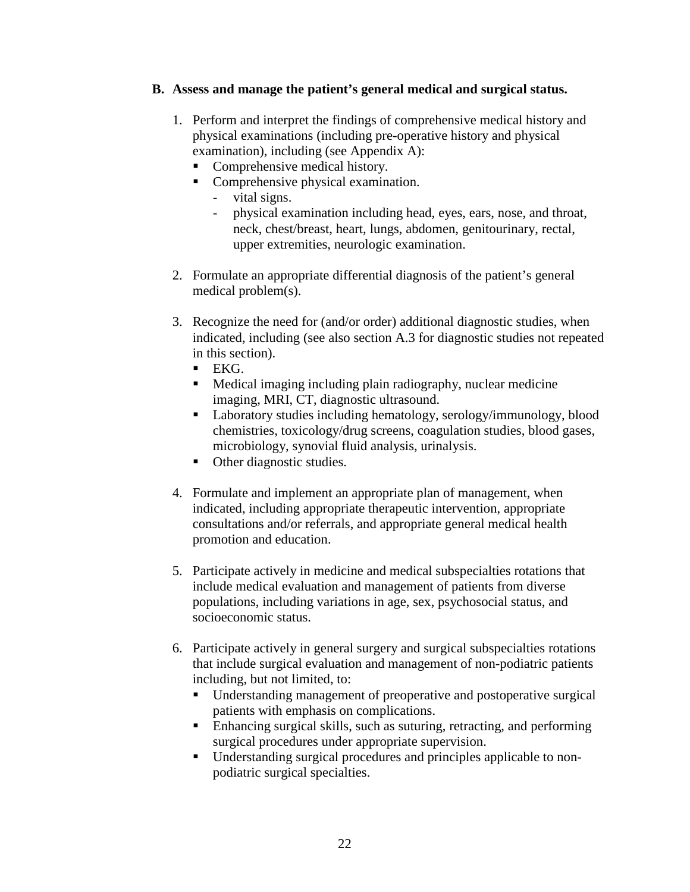**B. Assess and manage the patient's general medical and surgical status.**

1. Perform and interpret the findings of comprehensive medical history and physical examinations (including pre-operative history and physical examination), including (see Appendix A):
   - Comprehensive medical history.
   - Comprehensive physical examination.
     - vital signs.
     - physical examination including head, eyes, ears, nose, and throat, neck, chest/breast, heart, lungs, abdomen, genitourinary, rectal, upper extremities, neurologic examination.

2. Formulate an appropriate differential diagnosis of the patient's general medical problem(s).

3. Recognize the need for (and/or order) additional diagnostic studies, when indicated, including (see also section A.3 for diagnostic studies not repeated in this section).
   - EKG.
   - Medical imaging including plain radiography, nuclear medicine imaging, MRI, CT, diagnostic ultrasound.
   - Laboratory studies including hematology, serology/immunology, blood chemistries, toxicology/drug screens, coagulation studies, blood gases, microbiology, synovial fluid analysis, urinalysis.
   - Other diagnostic studies.

4. Formulate and implement an appropriate plan of management, when indicated, including appropriate therapeutic intervention, appropriate consultations and/or referrals, and appropriate general medical health promotion and education.

5. Participate actively in medicine and medical subspecialties rotations that include medical evaluation and management of patients from diverse populations, including variations in age, sex, psychosocial status, and socioeconomic status.

6. Participate actively in general surgery and surgical subspecialties rotations that include surgical evaluation and management of non-podiatric patients including, but not limited, to:
   - Understanding management of preoperative and postoperative surgical patients with emphasis on complications.
   - Enhancing surgical skills, such as suturing, retracting, and performing surgical procedures under appropriate supervision.
   - Understanding surgical procedures and principles applicable to non-podiatric surgical specialties.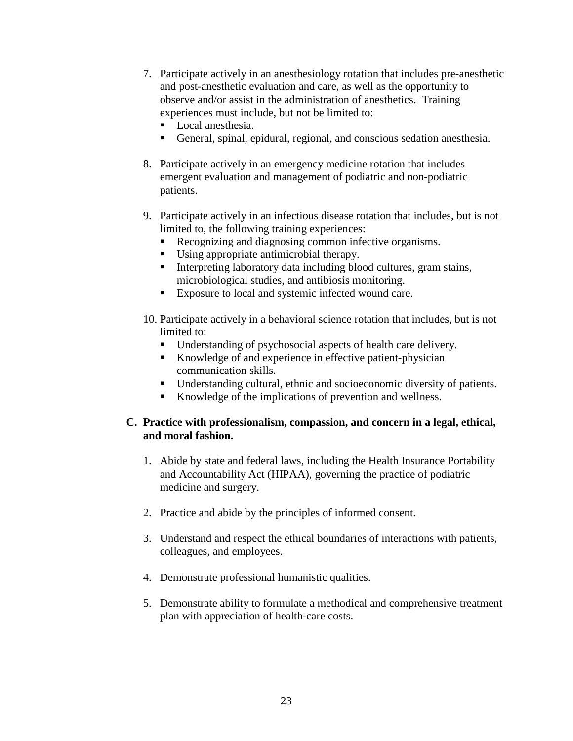7. Participate actively in an anesthesiology rotation that includes pre-anesthetic and post-anesthetic evaluation and care, as well as the opportunity to observe and/or assist in the administration of anesthetics. Training experiences must include, but not be limited to:
   - Local anesthesia.
   - General, spinal, epidural, regional, and conscious sedation anesthesia.

8. Participate actively in an emergency medicine rotation that includes emergent evaluation and management of podiatric and non-podiatric patients.

9. Participate actively in an infectious disease rotation that includes, but is not limited to, the following training experiences:
   - Recognizing and diagnosing common infective organisms.
   - Using appropriate antimicrobial therapy.
   - Interpreting laboratory data including blood cultures, gram stains, microbiological studies, and antibiosis monitoring.
   - Exposure to local and systemic infected wound care.

10. Participate actively in a behavioral science rotation that includes, but is not limited to:
    - Understanding of psychosocial aspects of health care delivery.
    - Knowledge of and experience in effective patient-physician communication skills.
    - Understanding cultural, ethnic and socioeconomic diversity of patients.
    - Knowledge of the implications of prevention and wellness.

**C. Practice with professionalism, compassion, and concern in a legal, ethical, and moral fashion.**

1. Abide by state and federal laws, including the Health Insurance Portability and Accountability Act (HIPAA), governing the practice of podiatric medicine and surgery.

2. Practice and abide by the principles of informed consent.

3. Understand and respect the ethical boundaries of interactions with patients, colleagues, and employees.

4. Demonstrate professional humanistic qualities.

5. Demonstrate ability to formulate a methodical and comprehensive treatment plan with appreciation of health-care costs.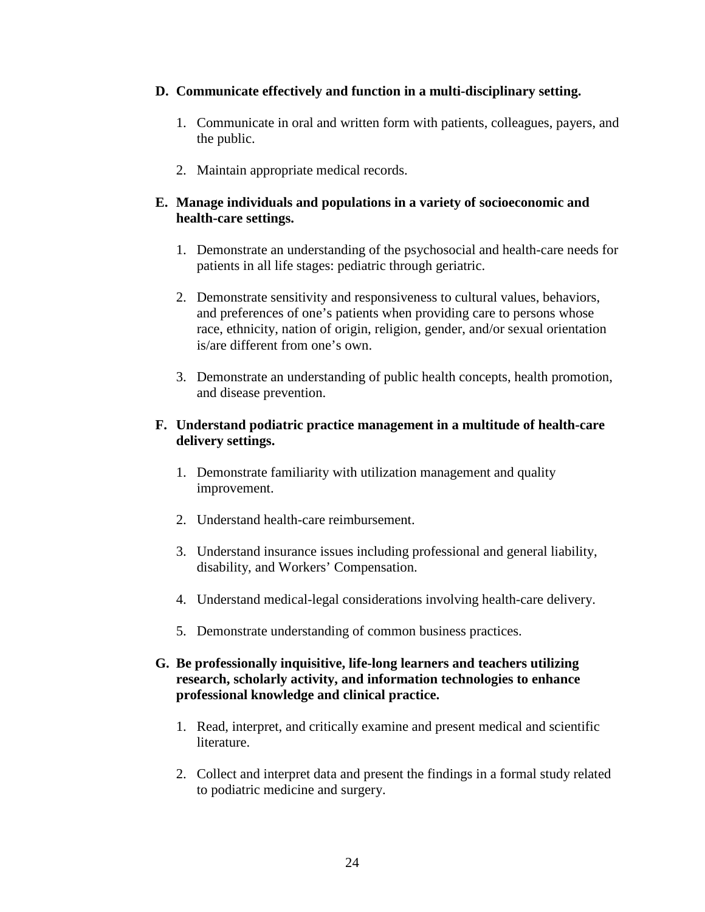**D. Communicate effectively and function in a multi-disciplinary setting.**

1. Communicate in oral and written form with patients, colleagues, payers, and the public.

2. Maintain appropriate medical records.

**E. Manage individuals and populations in a variety of socioeconomic and health-care settings.**

1. Demonstrate an understanding of the psychosocial and health-care needs for patients in all life stages: pediatric through geriatric.

2. Demonstrate sensitivity and responsiveness to cultural values, behaviors, and preferences of one's patients when providing care to persons whose race, ethnicity, nation of origin, religion, gender, and/or sexual orientation is/are different from one's own.

3. Demonstrate an understanding of public health concepts, health promotion, and disease prevention.

**F. Understand podiatric practice management in a multitude of health-care delivery settings.**

1. Demonstrate familiarity with utilization management and quality improvement.

2. Understand health-care reimbursement.

3. Understand insurance issues including professional and general liability, disability, and Workers' Compensation.

4. Understand medical-legal considerations involving health-care delivery.

5. Demonstrate understanding of common business practices.

**G. Be professionally inquisitive, life-long learners and teachers utilizing research, scholarly activity, and information technologies to enhance professional knowledge and clinical practice.**

1. Read, interpret, and critically examine and present medical and scientific literature.

2. Collect and interpret data and present the findings in a formal study related to podiatric medicine and surgery.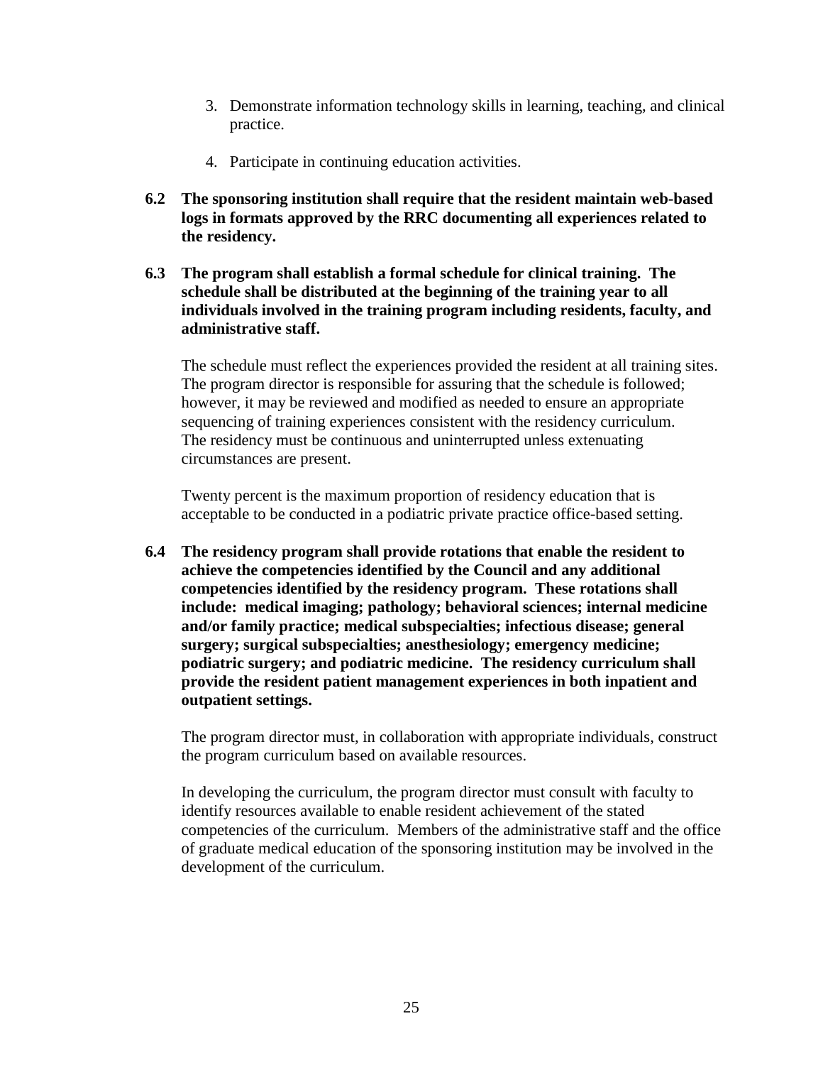3. Demonstrate information technology skills in learning, teaching, and clinical practice.

4. Participate in continuing education activities.

**6.2 The sponsoring institution shall require that the resident maintain web-based logs in formats approved by the RRC documenting all experiences related to the residency.**

**6.3 The program shall establish a formal schedule for clinical training. The schedule shall be distributed at the beginning of the training year to all individuals involved in the training program including residents, faculty, and administrative staff.**

The schedule must reflect the experiences provided the resident at all training sites. The program director is responsible for assuring that the schedule is followed; however, it may be reviewed and modified as needed to ensure an appropriate sequencing of training experiences consistent with the residency curriculum. The residency must be continuous and uninterrupted unless extenuating circumstances are present.

Twenty percent is the maximum proportion of residency education that is acceptable to be conducted in a podiatric private practice office-based setting.

**6.4 The residency program shall provide rotations that enable the resident to achieve the competencies identified by the Council and any additional competencies identified by the residency program. These rotations shall include: medical imaging; pathology; behavioral sciences; internal medicine and/or family practice; medical subspecialties; infectious disease; general surgery; surgical subspecialties; anesthesiology; emergency medicine; podiatric surgery; and podiatric medicine. The residency curriculum shall provide the resident patient management experiences in both inpatient and outpatient settings.**

The program director must, in collaboration with appropriate individuals, construct the program curriculum based on available resources.

In developing the curriculum, the program director must consult with faculty to identify resources available to enable resident achievement of the stated competencies of the curriculum. Members of the administrative staff and the office of graduate medical education of the sponsoring institution may be involved in the development of the curriculum.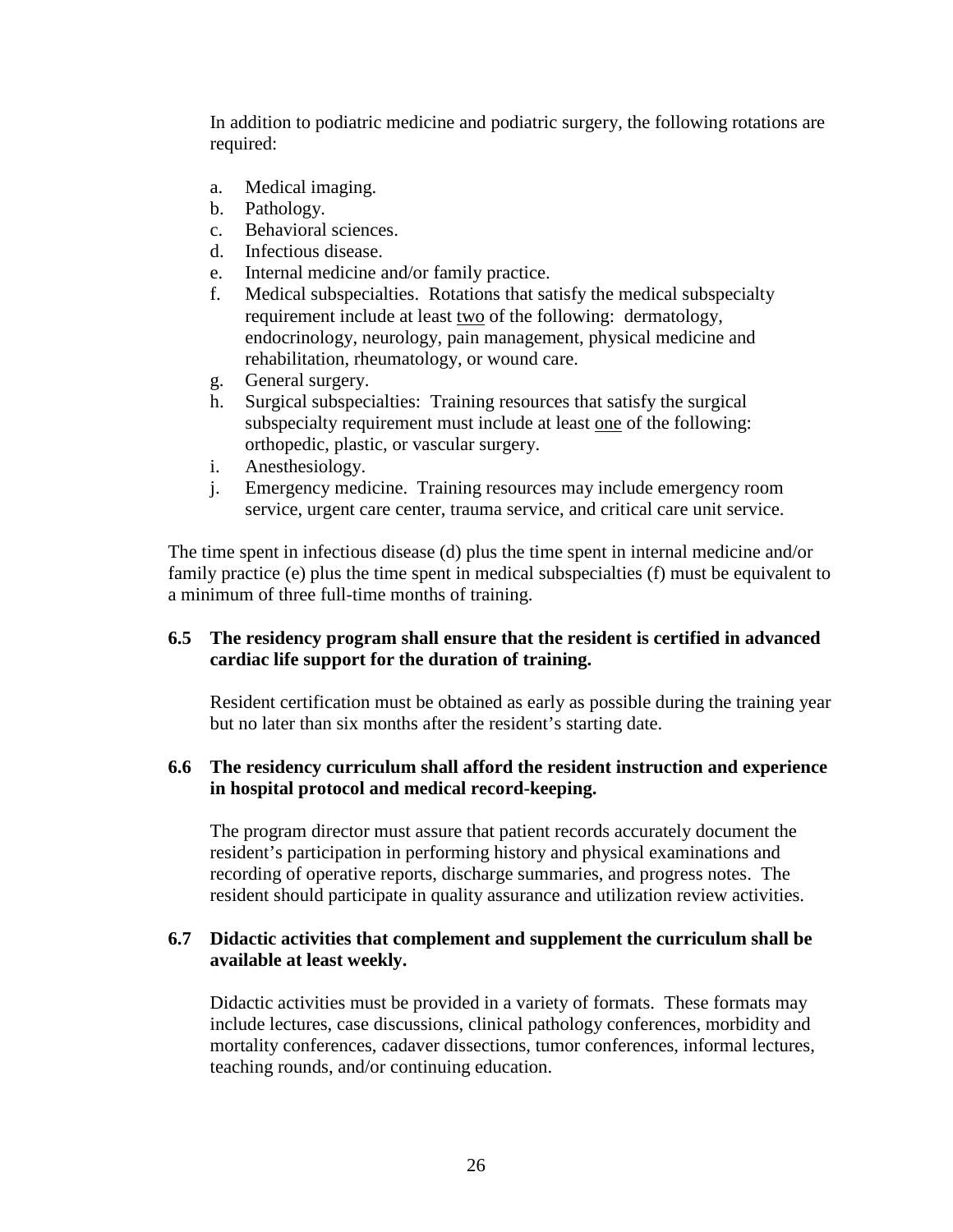In addition to podiatric medicine and podiatric surgery, the following rotations are required:

a. Medical imaging.
b. Pathology.
c. Behavioral sciences.
d. Infectious disease.
e. Internal medicine and/or family practice.
f. Medical subspecialties. Rotations that satisfy the medical subspecialty requirement include at least <u>two</u> of the following: dermatology, endocrinology, neurology, pain management, physical medicine and rehabilitation, rheumatology, or wound care.
g. General surgery.
h. Surgical subspecialties: Training resources that satisfy the surgical subspecialty requirement must include at least <u>one</u> of the following: orthopedic, plastic, or vascular surgery.
i. Anesthesiology.
j. Emergency medicine. Training resources may include emergency room service, urgent care center, trauma service, and critical care unit service.

The time spent in infectious disease (d) plus the time spent in internal medicine and/or family practice (e) plus the time spent in medical subspecialties (f) must be equivalent to a minimum of three full-time months of training.

**6.5 The residency program shall ensure that the resident is certified in advanced cardiac life support for the duration of training.**

Resident certification must be obtained as early as possible during the training year but no later than six months after the resident's starting date.

**6.6 The residency curriculum shall afford the resident instruction and experience in hospital protocol and medical record-keeping.**

The program director must assure that patient records accurately document the resident's participation in performing history and physical examinations and recording of operative reports, discharge summaries, and progress notes. The resident should participate in quality assurance and utilization review activities.

**6.7 Didactic activities that complement and supplement the curriculum shall be available at least weekly.**

Didactic activities must be provided in a variety of formats. These formats may include lectures, case discussions, clinical pathology conferences, morbidity and mortality conferences, cadaver dissections, tumor conferences, informal lectures, teaching rounds, and/or continuing education.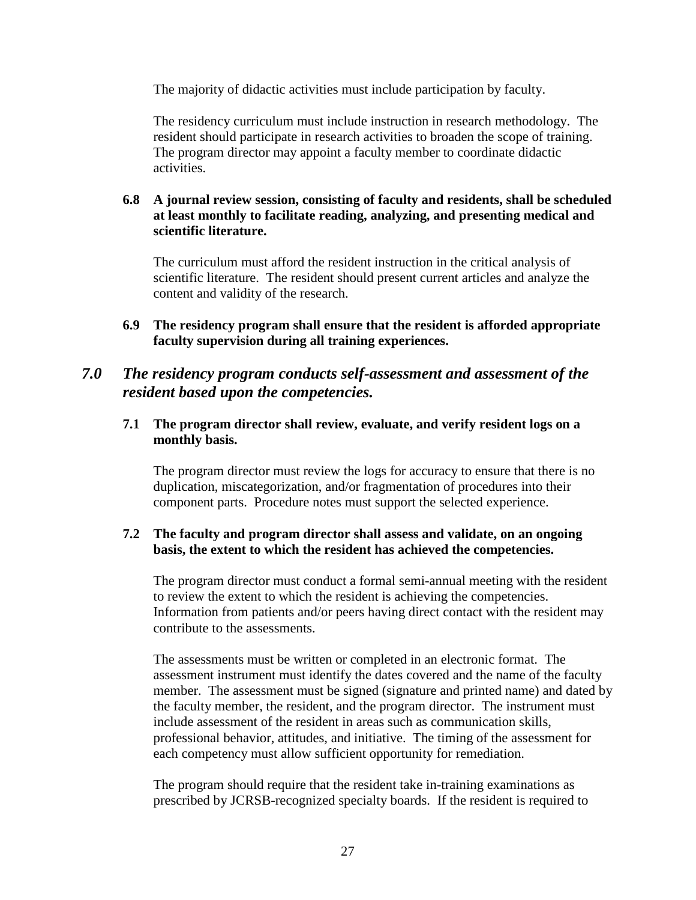The majority of didactic activities must include participation by faculty.

The residency curriculum must include instruction in research methodology. The resident should participate in research activities to broaden the scope of training. The program director may appoint a faculty member to coordinate didactic activities.

**6.8 A journal review session, consisting of faculty and residents, shall be scheduled at least monthly to facilitate reading, analyzing, and presenting medical and scientific literature.**

The curriculum must afford the resident instruction in the critical analysis of scientific literature. The resident should present current articles and analyze the content and validity of the research.

**6.9 The residency program shall ensure that the resident is afforded appropriate faculty supervision during all training experiences.**

## *7.0 The residency program conducts self-assessment and assessment of the resident based upon the competencies.*

**7.1 The program director shall review, evaluate, and verify resident logs on a monthly basis.**

The program director must review the logs for accuracy to ensure that there is no duplication, miscategorization, and/or fragmentation of procedures into their component parts. Procedure notes must support the selected experience.

**7.2 The faculty and program director shall assess and validate, on an ongoing basis, the extent to which the resident has achieved the competencies.**

The program director must conduct a formal semi-annual meeting with the resident to review the extent to which the resident is achieving the competencies. Information from patients and/or peers having direct contact with the resident may contribute to the assessments.

The assessments must be written or completed in an electronic format. The assessment instrument must identify the dates covered and the name of the faculty member. The assessment must be signed (signature and printed name) and dated by the faculty member, the resident, and the program director. The instrument must include assessment of the resident in areas such as communication skills, professional behavior, attitudes, and initiative. The timing of the assessment for each competency must allow sufficient opportunity for remediation.

The program should require that the resident take in-training examinations as prescribed by JCRSB-recognized specialty boards. If the resident is required to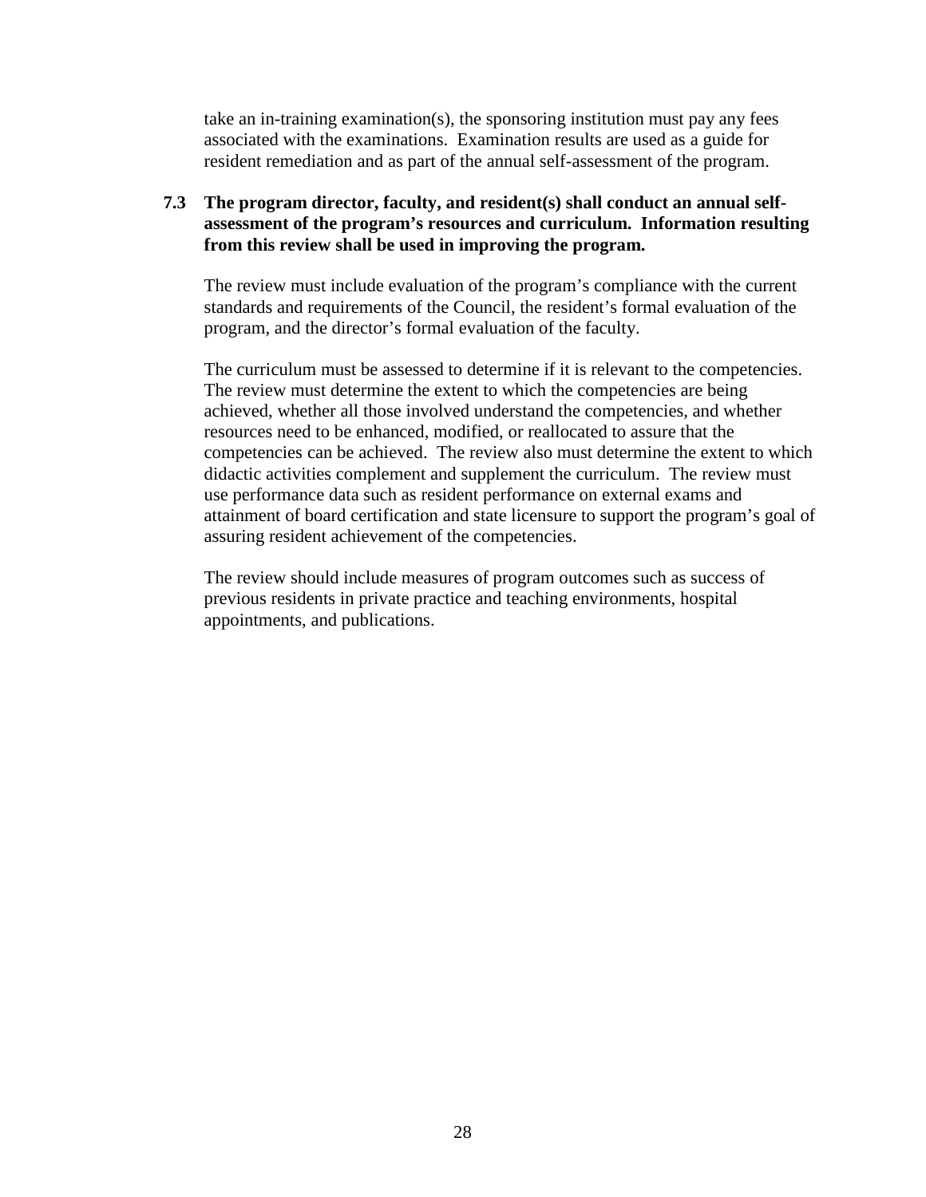take an in-training examination(s), the sponsoring institution must pay any fees associated with the examinations. Examination results are used as a guide for resident remediation and as part of the annual self-assessment of the program.

**7.3 The program director, faculty, and resident(s) shall conduct an annual self-assessment of the program's resources and curriculum. Information resulting from this review shall be used in improving the program.**

The review must include evaluation of the program's compliance with the current standards and requirements of the Council, the resident's formal evaluation of the program, and the director's formal evaluation of the faculty.

The curriculum must be assessed to determine if it is relevant to the competencies. The review must determine the extent to which the competencies are being achieved, whether all those involved understand the competencies, and whether resources need to be enhanced, modified, or reallocated to assure that the competencies can be achieved. The review also must determine the extent to which didactic activities complement and supplement the curriculum. The review must use performance data such as resident performance on external exams and attainment of board certification and state licensure to support the program's goal of assuring resident achievement of the competencies.

The review should include measures of program outcomes such as success of previous residents in private practice and teaching environments, hospital appointments, and publications.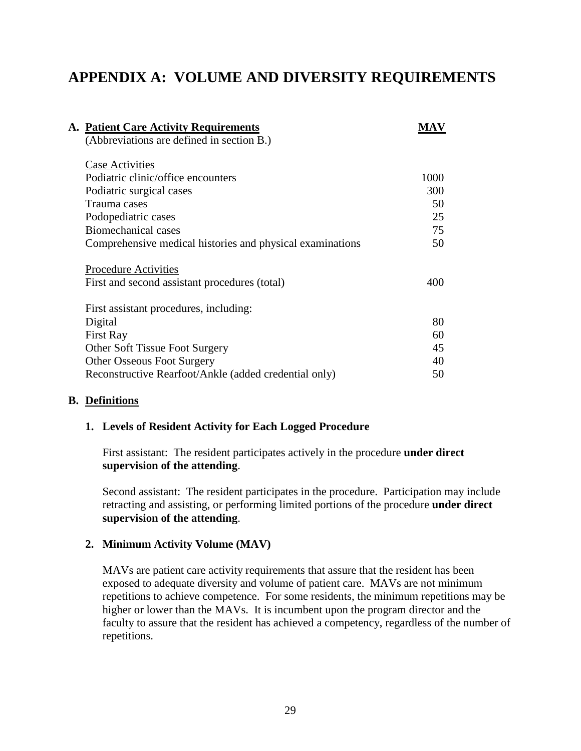# APPENDIX A: VOLUME AND DIVERSITY REQUIREMENTS

**A. Patient Care Activity Requirements**
(Abbreviations are defined in section B.)

| | MAV |
|---|---|
| Case Activities | |
| Podiatric clinic/office encounters | 1000 |
| Podiatric surgical cases | 300 |
| Trauma cases | 50 |
| Podopediatric cases | 25 |
| Biomechanical cases | 75 |
| Comprehensive medical histories and physical examinations | 50 |
| Procedure Activities | |
| First and second assistant procedures (total) | 400 |
| First assistant procedures, including: | |
| Digital | 80 |
| First Ray | 60 |
| Other Soft Tissue Foot Surgery | 45 |
| Other Osseous Foot Surgery | 40 |
| Reconstructive Rearfoot/Ankle (added credential only) | 50 |

**B. Definitions**

**1. Levels of Resident Activity for Each Logged Procedure**

First assistant: The resident participates actively in the procedure **under direct supervision of the attending**.

Second assistant: The resident participates in the procedure. Participation may include retracting and assisting, or performing limited portions of the procedure **under direct supervision of the attending**.

**2. Minimum Activity Volume (MAV)**

MAVs are patient care activity requirements that assure that the resident has been exposed to adequate diversity and volume of patient care. MAVs are not minimum repetitions to achieve competence. For some residents, the minimum repetitions may be higher or lower than the MAVs. It is incumbent upon the program director and the faculty to assure that the resident has achieved a competency, regardless of the number of repetitions.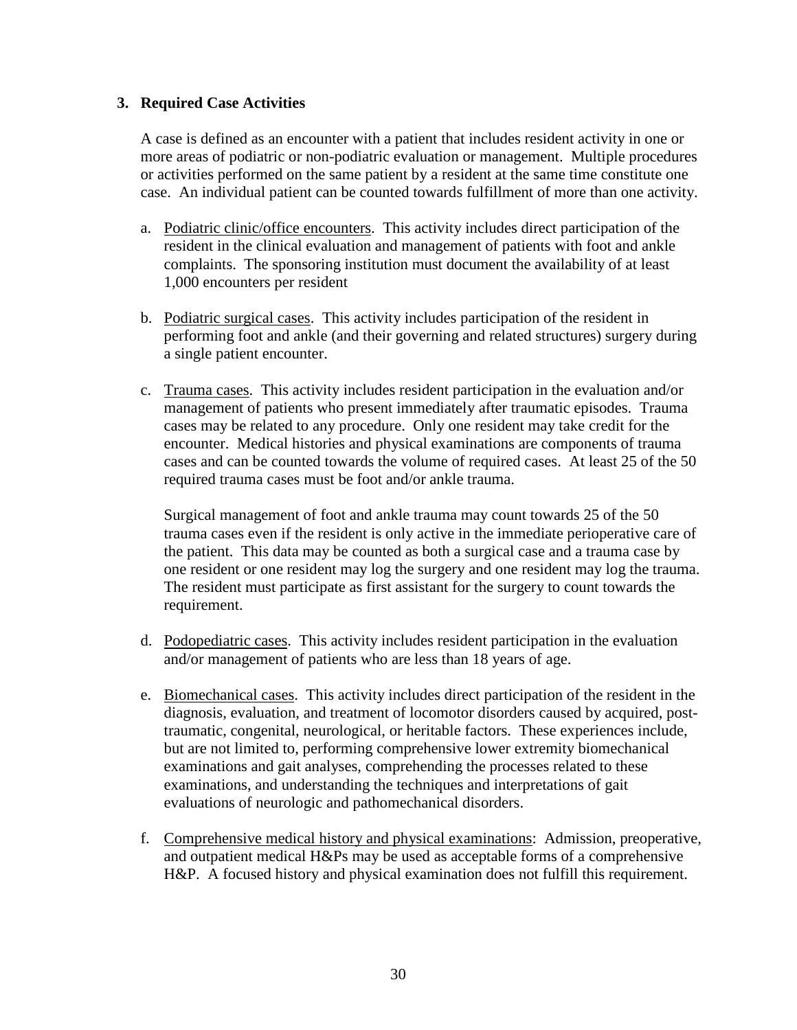## 3. Required Case Activities

A case is defined as an encounter with a patient that includes resident activity in one or more areas of podiatric or non-podiatric evaluation or management. Multiple procedures or activities performed on the same patient by a resident at the same time constitute one case. An individual patient can be counted towards fulfillment of more than one activity.

a. Podiatric clinic/office encounters. This activity includes direct participation of the resident in the clinical evaluation and management of patients with foot and ankle complaints. The sponsoring institution must document the availability of at least 1,000 encounters per resident

b. Podiatric surgical cases. This activity includes participation of the resident in performing foot and ankle (and their governing and related structures) surgery during a single patient encounter.

c. Trauma cases. This activity includes resident participation in the evaluation and/or management of patients who present immediately after traumatic episodes. Trauma cases may be related to any procedure. Only one resident may take credit for the encounter. Medical histories and physical examinations are components of trauma cases and can be counted towards the volume of required cases. At least 25 of the 50 required trauma cases must be foot and/or ankle trauma.

   Surgical management of foot and ankle trauma may count towards 25 of the 50 trauma cases even if the resident is only active in the immediate perioperative care of the patient. This data may be counted as both a surgical case and a trauma case by one resident or one resident may log the surgery and one resident may log the trauma. The resident must participate as first assistant for the surgery to count towards the requirement.

d. Podopediatric cases. This activity includes resident participation in the evaluation and/or management of patients who are less than 18 years of age.

e. Biomechanical cases. This activity includes direct participation of the resident in the diagnosis, evaluation, and treatment of locomotor disorders caused by acquired, post-traumatic, congenital, neurological, or heritable factors. These experiences include, but are not limited to, performing comprehensive lower extremity biomechanical examinations and gait analyses, comprehending the processes related to these examinations, and understanding the techniques and interpretations of gait evaluations of neurologic and pathomechanical disorders.

f. Comprehensive medical history and physical examinations: Admission, preoperative, and outpatient medical H&Ps may be used as acceptable forms of a comprehensive H&P. A focused history and physical examination does not fulfill this requirement.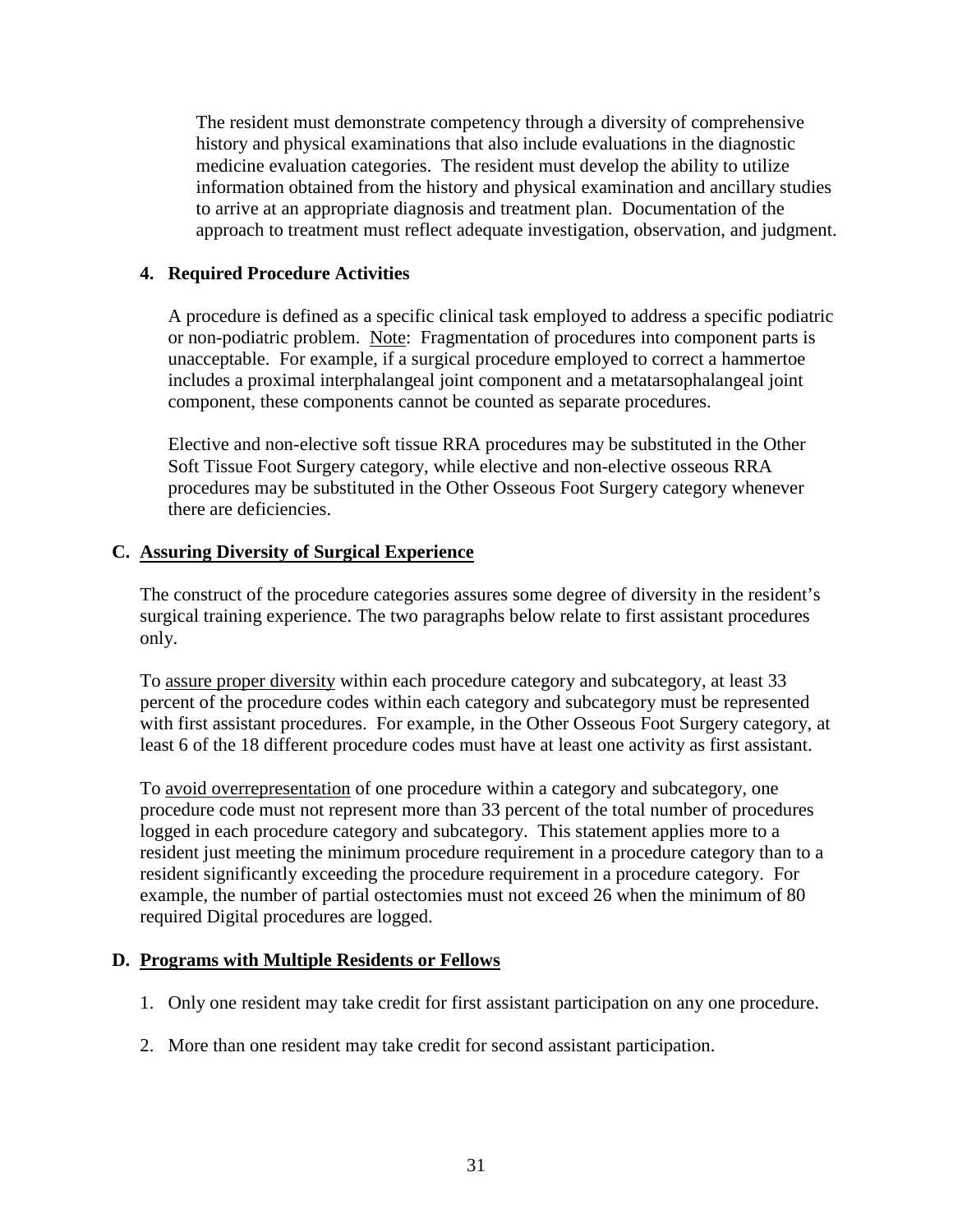The resident must demonstrate competency through a diversity of comprehensive history and physical examinations that also include evaluations in the diagnostic medicine evaluation categories. The resident must develop the ability to utilize information obtained from the history and physical examination and ancillary studies to arrive at an appropriate diagnosis and treatment plan. Documentation of the approach to treatment must reflect adequate investigation, observation, and judgment.

### 4. Required Procedure Activities

A procedure is defined as a specific clinical task employed to address a specific podiatric or non-podiatric problem. Note: Fragmentation of procedures into component parts is unacceptable. For example, if a surgical procedure employed to correct a hammertoe includes a proximal interphalangeal joint component and a metatarsophalangeal joint component, these components cannot be counted as separate procedures.

Elective and non-elective soft tissue RRA procedures may be substituted in the Other Soft Tissue Foot Surgery category, while elective and non-elective osseous RRA procedures may be substituted in the Other Osseous Foot Surgery category whenever there are deficiencies.

## C. Assuring Diversity of Surgical Experience

The construct of the procedure categories assures some degree of diversity in the resident's surgical training experience. The two paragraphs below relate to first assistant procedures only.

To assure proper diversity within each procedure category and subcategory, at least 33 percent of the procedure codes within each category and subcategory must be represented with first assistant procedures. For example, in the Other Osseous Foot Surgery category, at least 6 of the 18 different procedure codes must have at least one activity as first assistant.

To avoid overrepresentation of one procedure within a category and subcategory, one procedure code must not represent more than 33 percent of the total number of procedures logged in each procedure category and subcategory. This statement applies more to a resident just meeting the minimum procedure requirement in a procedure category than to a resident significantly exceeding the procedure requirement in a procedure category. For example, the number of partial ostectomies must not exceed 26 when the minimum of 80 required Digital procedures are logged.

## D. Programs with Multiple Residents or Fellows

1. Only one resident may take credit for first assistant participation on any one procedure.

2. More than one resident may take credit for second assistant participation.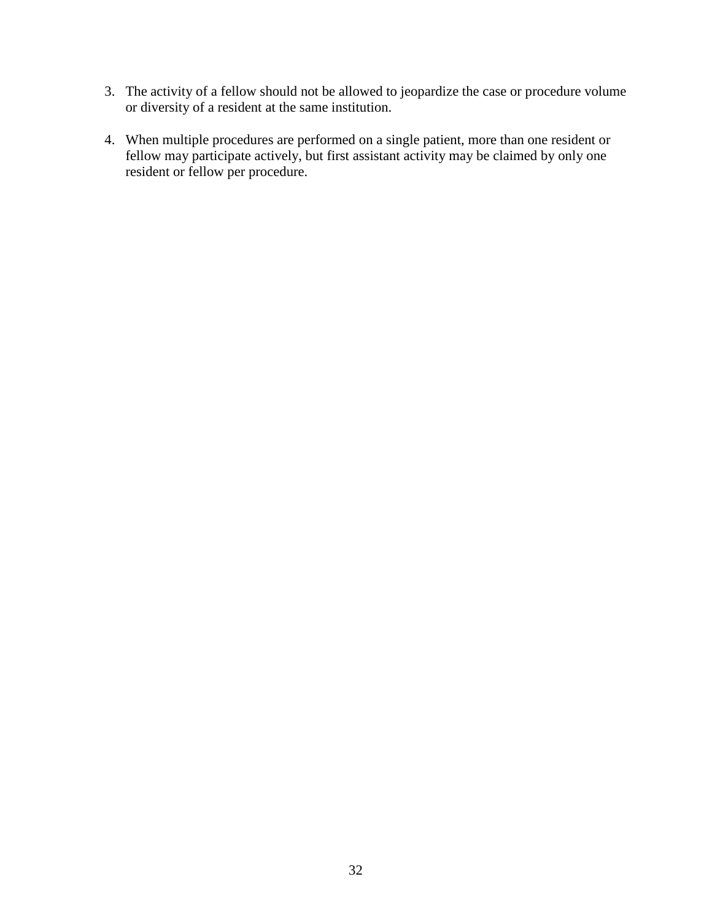3. The activity of a fellow should not be allowed to jeopardize the case or procedure volume or diversity of a resident at the same institution.

4. When multiple procedures are performed on a single patient, more than one resident or fellow may participate actively, but first assistant activity may be claimed by only one resident or fellow per procedure.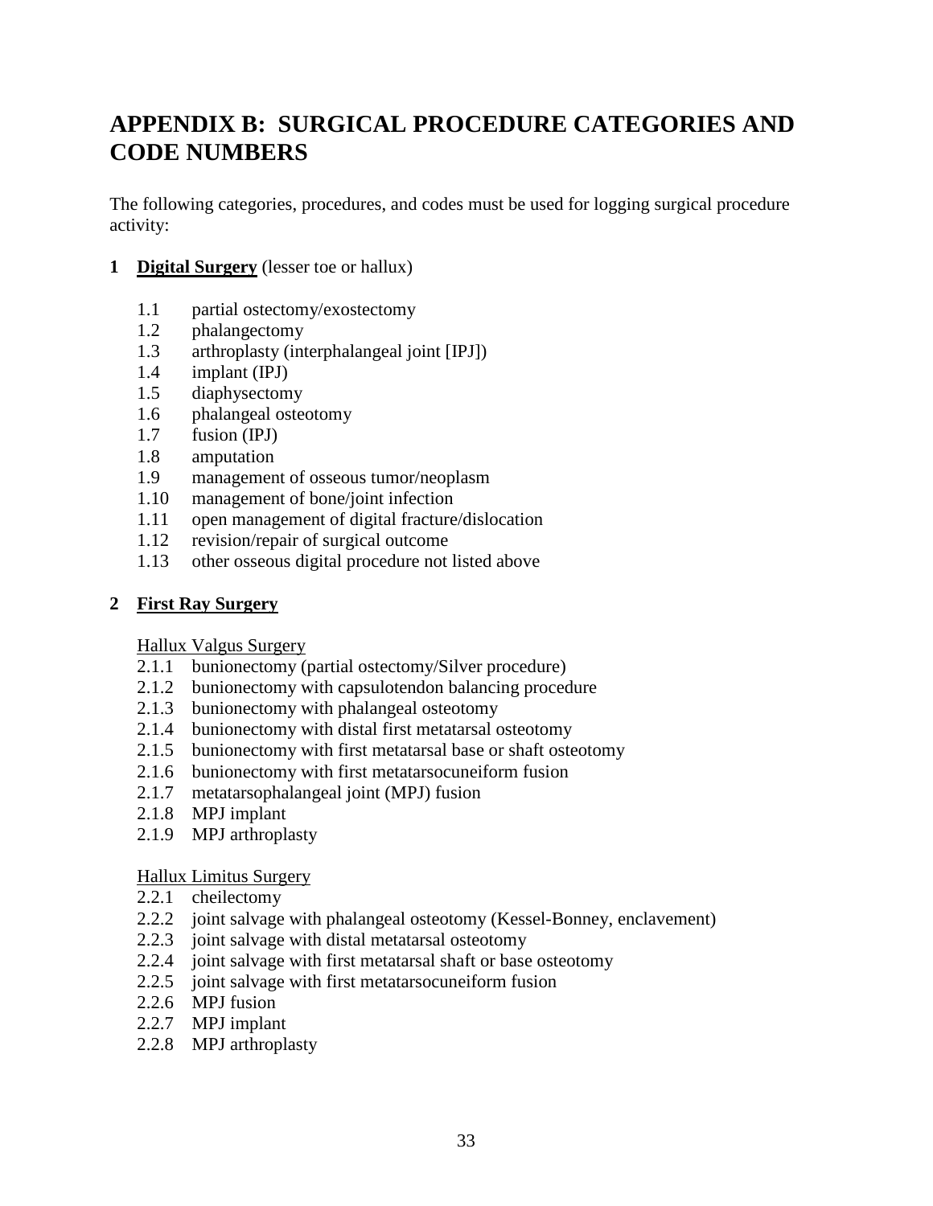# APPENDIX B: SURGICAL PROCEDURE CATEGORIES AND CODE NUMBERS

The following categories, procedures, and codes must be used for logging surgical procedure activity:

**1 Digital Surgery** (lesser toe or hallux)

- 1.1 partial ostectomy/exostectomy
- 1.2 phalangectomy
- 1.3 arthroplasty (interphalangeal joint [IPJ])
- 1.4 implant (IPJ)
- 1.5 diaphysectomy
- 1.6 phalangeal osteotomy
- 1.7 fusion (IPJ)
- 1.8 amputation
- 1.9 management of osseous tumor/neoplasm
- 1.10 management of bone/joint infection
- 1.11 open management of digital fracture/dislocation
- 1.12 revision/repair of surgical outcome
- 1.13 other osseous digital procedure not listed above

**2 First Ray Surgery**

Hallux Valgus Surgery

- 2.1.1 bunionectomy (partial ostectomy/Silver procedure)
- 2.1.2 bunionectomy with capsulotendon balancing procedure
- 2.1.3 bunionectomy with phalangeal osteotomy
- 2.1.4 bunionectomy with distal first metatarsal osteotomy
- 2.1.5 bunionectomy with first metatarsal base or shaft osteotomy
- 2.1.6 bunionectomy with first metatarsocuneiform fusion
- 2.1.7 metatarsophalangeal joint (MPJ) fusion
- 2.1.8 MPJ implant
- 2.1.9 MPJ arthroplasty

Hallux Limitus Surgery

- 2.2.1 cheilectomy
- 2.2.2 joint salvage with phalangeal osteotomy (Kessel-Bonney, enclavement)
- 2.2.3 joint salvage with distal metatarsal osteotomy
- 2.2.4 joint salvage with first metatarsal shaft or base osteotomy
- 2.2.5 joint salvage with first metatarsocuneiform fusion
- 2.2.6 MPJ fusion
- 2.2.7 MPJ implant
- 2.2.8 MPJ arthroplasty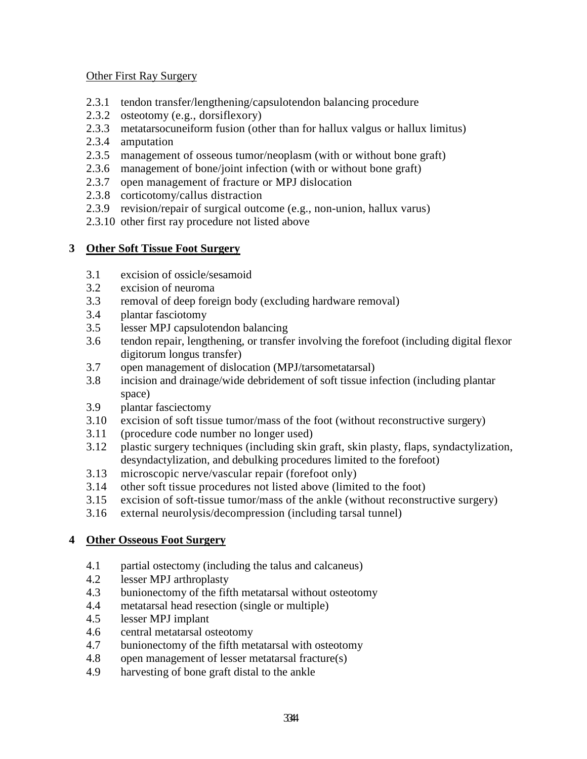Other First Ray Surgery

- 2.3.1 tendon transfer/lengthening/capsulotendon balancing procedure
- 2.3.2 osteotomy (e.g., dorsiflexory)
- 2.3.3 metatarsocuneiform fusion (other than for hallux valgus or hallux limitus)
- 2.3.4 amputation
- 2.3.5 management of osseous tumor/neoplasm (with or without bone graft)
- 2.3.6 management of bone/joint infection (with or without bone graft)
- 2.3.7 open management of fracture or MPJ dislocation
- 2.3.8 corticotomy/callus distraction
- 2.3.9 revision/repair of surgical outcome (e.g., non-union, hallux varus)
- 2.3.10 other first ray procedure not listed above

## 3 Other Soft Tissue Foot Surgery

- 3.1 excision of ossicle/sesamoid
- 3.2 excision of neuroma
- 3.3 removal of deep foreign body (excluding hardware removal)
- 3.4 plantar fasciotomy
- 3.5 lesser MPJ capsulotendon balancing
- 3.6 tendon repair, lengthening, or transfer involving the forefoot (including digital flexor digitorum longus transfer)
- 3.7 open management of dislocation (MPJ/tarsometatarsal)
- 3.8 incision and drainage/wide debridement of soft tissue infection (including plantar space)
- 3.9 plantar fasciectomy
- 3.10 excision of soft tissue tumor/mass of the foot (without reconstructive surgery)
- 3.11 (procedure code number no longer used)
- 3.12 plastic surgery techniques (including skin graft, skin plasty, flaps, syndactylization, desyndactylization, and debulking procedures limited to the forefoot)
- 3.13 microscopic nerve/vascular repair (forefoot only)
- 3.14 other soft tissue procedures not listed above (limited to the foot)
- 3.15 excision of soft-tissue tumor/mass of the ankle (without reconstructive surgery)
- 3.16 external neurolysis/decompression (including tarsal tunnel)

## 4 Other Osseous Foot Surgery

- 4.1 partial ostectomy (including the talus and calcaneus)
- 4.2 lesser MPJ arthroplasty
- 4.3 bunionectomy of the fifth metatarsal without osteotomy
- 4.4 metatarsal head resection (single or multiple)
- 4.5 lesser MPJ implant
- 4.6 central metatarsal osteotomy
- 4.7 bunionectomy of the fifth metatarsal with osteotomy
- 4.8 open management of lesser metatarsal fracture(s)
- 4.9 harvesting of bone graft distal to the ankle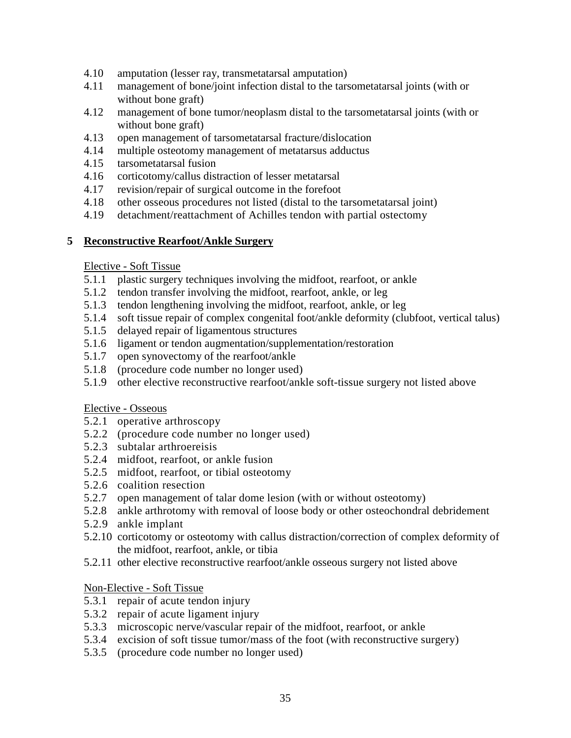4.10 amputation (lesser ray, transmetatarsal amputation)
4.11 management of bone/joint infection distal to the tarsometatarsal joints (with or without bone graft)
4.12 management of bone tumor/neoplasm distal to the tarsometatarsal joints (with or without bone graft)
4.13 open management of tarsometatarsal fracture/dislocation
4.14 multiple osteotomy management of metatarsus adductus
4.15 tarsometatarsal fusion
4.16 corticotomy/callus distraction of lesser metatarsal
4.17 revision/repair of surgical outcome in the forefoot
4.18 other osseous procedures not listed (distal to the tarsometatarsal joint)
4.19 detachment/reattachment of Achilles tendon with partial ostectomy

## 5 Reconstructive Rearfoot/Ankle Surgery

Elective - Soft Tissue

5.1.1 plastic surgery techniques involving the midfoot, rearfoot, or ankle
5.1.2 tendon transfer involving the midfoot, rearfoot, ankle, or leg
5.1.3 tendon lengthening involving the midfoot, rearfoot, ankle, or leg
5.1.4 soft tissue repair of complex congenital foot/ankle deformity (clubfoot, vertical talus)
5.1.5 delayed repair of ligamentous structures
5.1.6 ligament or tendon augmentation/supplementation/restoration
5.1.7 open synovectomy of the rearfoot/ankle
5.1.8 (procedure code number no longer used)
5.1.9 other elective reconstructive rearfoot/ankle soft-tissue surgery not listed above

Elective - Osseous

5.2.1 operative arthroscopy
5.2.2 (procedure code number no longer used)
5.2.3 subtalar arthroereisis
5.2.4 midfoot, rearfoot, or ankle fusion
5.2.5 midfoot, rearfoot, or tibial osteotomy
5.2.6 coalition resection
5.2.7 open management of talar dome lesion (with or without osteotomy)
5.2.8 ankle arthrotomy with removal of loose body or other osteochondral debridement
5.2.9 ankle implant
5.2.10 corticotomy or osteotomy with callus distraction/correction of complex deformity of the midfoot, rearfoot, ankle, or tibia
5.2.11 other elective reconstructive rearfoot/ankle osseous surgery not listed above

Non-Elective - Soft Tissue

5.3.1 repair of acute tendon injury
5.3.2 repair of acute ligament injury
5.3.3 microscopic nerve/vascular repair of the midfoot, rearfoot, or ankle
5.3.4 excision of soft tissue tumor/mass of the foot (with reconstructive surgery)
5.3.5 (procedure code number no longer used)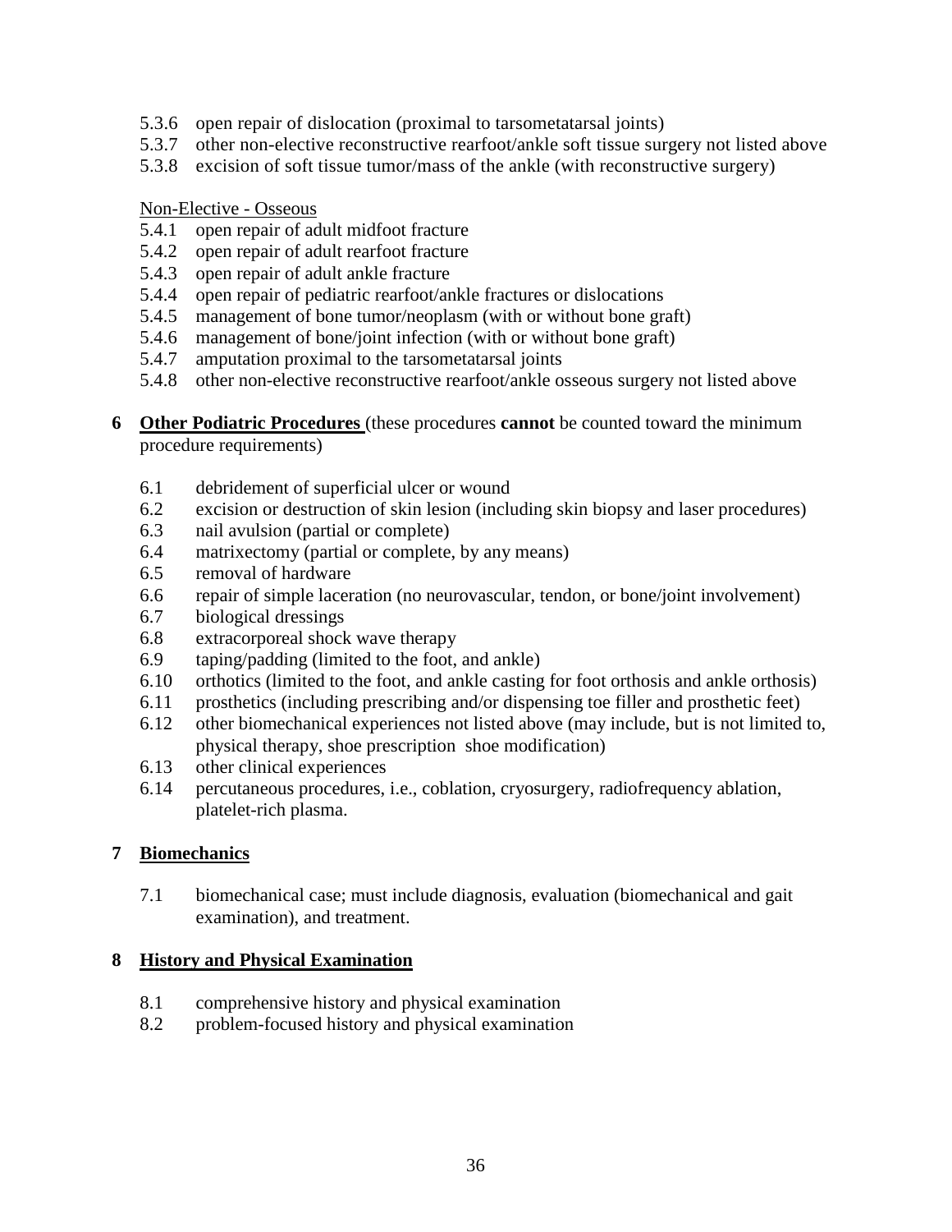- 5.3.6 open repair of dislocation (proximal to tarsometatarsal joints)
- 5.3.7 other non-elective reconstructive rearfoot/ankle soft tissue surgery not listed above
- 5.3.8 excision of soft tissue tumor/mass of the ankle (with reconstructive surgery)

Non-Elective - Osseous

- 5.4.1 open repair of adult midfoot fracture
- 5.4.2 open repair of adult rearfoot fracture
- 5.4.3 open repair of adult ankle fracture
- 5.4.4 open repair of pediatric rearfoot/ankle fractures or dislocations
- 5.4.5 management of bone tumor/neoplasm (with or without bone graft)
- 5.4.6 management of bone/joint infection (with or without bone graft)
- 5.4.7 amputation proximal to the tarsometatarsal joints
- 5.4.8 other non-elective reconstructive rearfoot/ankle osseous surgery not listed above

**6 Other Podiatric Procedures** (these procedures **cannot** be counted toward the minimum procedure requirements)

- 6.1 debridement of superficial ulcer or wound
- 6.2 excision or destruction of skin lesion (including skin biopsy and laser procedures)
- 6.3 nail avulsion (partial or complete)
- 6.4 matrixectomy (partial or complete, by any means)
- 6.5 removal of hardware
- 6.6 repair of simple laceration (no neurovascular, tendon, or bone/joint involvement)
- 6.7 biological dressings
- 6.8 extracorporeal shock wave therapy
- 6.9 taping/padding (limited to the foot, and ankle)
- 6.10 orthotics (limited to the foot, and ankle casting for foot orthosis and ankle orthosis)
- 6.11 prosthetics (including prescribing and/or dispensing toe filler and prosthetic feet)
- 6.12 other biomechanical experiences not listed above (may include, but is not limited to, physical therapy, shoe prescription shoe modification)
- 6.13 other clinical experiences
- 6.14 percutaneous procedures, i.e., coblation, cryosurgery, radiofrequency ablation, platelet-rich plasma.

**7 Biomechanics**

- 7.1 biomechanical case; must include diagnosis, evaluation (biomechanical and gait examination), and treatment.

**8 History and Physical Examination**

- 8.1 comprehensive history and physical examination
- 8.2 problem-focused history and physical examination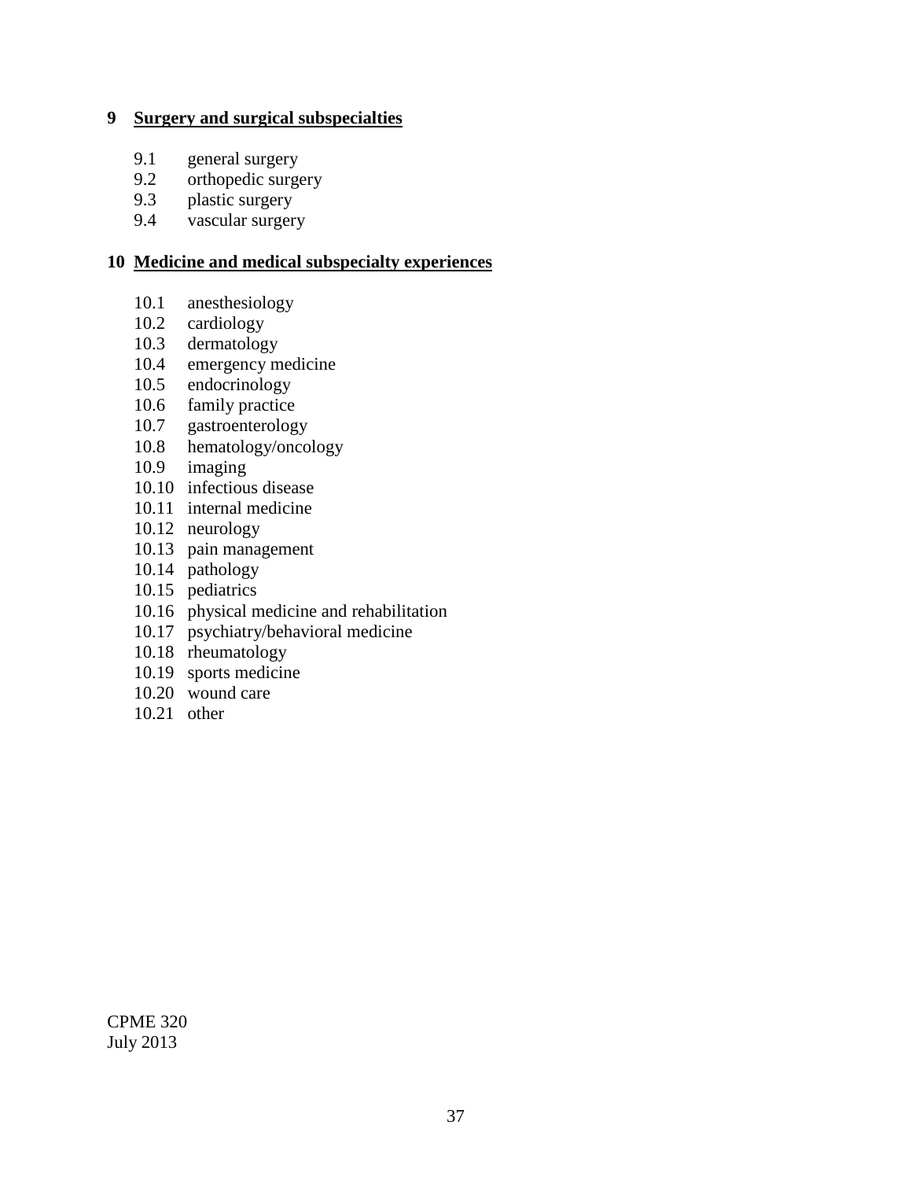**9 Surgery and surgical subspecialties**

9.1 general surgery
9.2 orthopedic surgery
9.3 plastic surgery
9.4 vascular surgery

**10 Medicine and medical subspecialty experiences**

10.1 anesthesiology
10.2 cardiology
10.3 dermatology
10.4 emergency medicine
10.5 endocrinology
10.6 family practice
10.7 gastroenterology
10.8 hematology/oncology
10.9 imaging
10.10 infectious disease
10.11 internal medicine
10.12 neurology
10.13 pain management
10.14 pathology
10.15 pediatrics
10.16 physical medicine and rehabilitation
10.17 psychiatry/behavioral medicine
10.18 rheumatology
10.19 sports medicine
10.20 wound care
10.21 other

CPME 320
July 2013